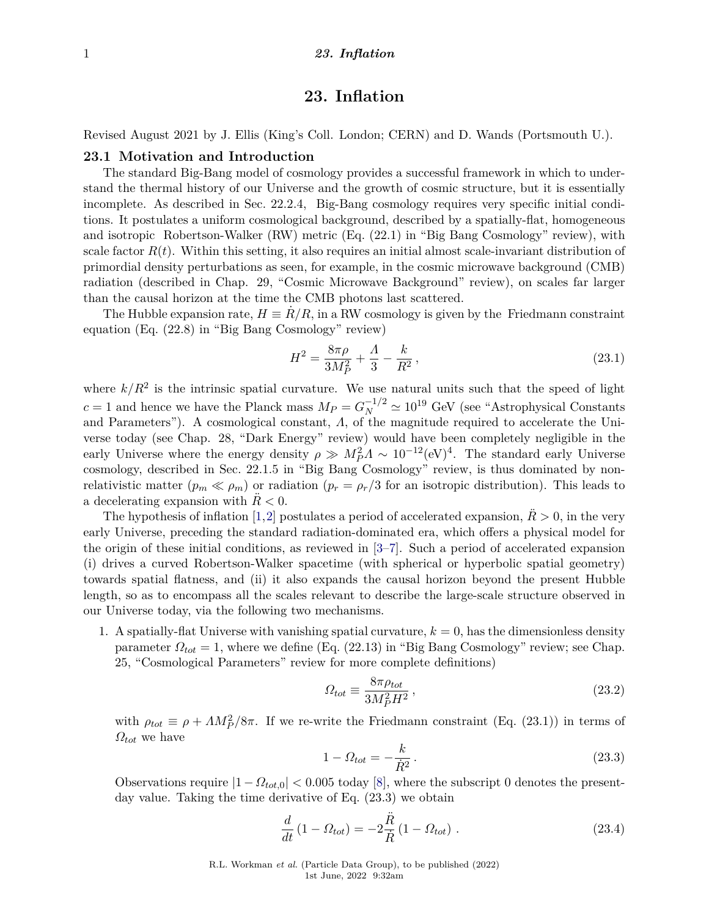# 23. Inflation

Revised August 2021 by J. Ellis (King's Coll. London; CERN) and D. Wands (Portsmouth U.).

## 23.1 Motivation and Introduction

The standard Big-Bang model of cosmology provides a successful framework in which to understand the thermal history of our Universe and the growth of cosmic structure, but it is essentially incomplete. As described in Sec. 22.2.4, Big-Bang cosmology requires very specific initial conditions. It postulates a uniform cosmological background, described by a spatially-flat, homogeneous and isotropic Robertson-Walker (RW) metric (Eq. (22.1) in "Big Bang Cosmology" review), with scale factor $R(t)$. Within this setting, it also requires an initial almost scale-invariant distribution of primordial density perturbations as seen, for example, in the cosmic microwave background (CMB) radiation (described in Chap. 29, "Cosmic Microwave Background" review), on scales far larger than the causal horizon at the time the CMB photons last scattered.

The Hubble expansion rate, $H \equiv \dot{R}/R$, in a RW cosmology is given by the Friedmann constraint equation (Eq. (22.8) in "Big Bang Cosmology" review)

$$H^2 = \frac{8\pi\rho}{3M_P^2} + \frac{\Lambda}{3} - \frac{k}{R^2}\,, \tag{23.1}$$

where $k/R^2$ is the intrinsic spatial curvature. We use natural units such that the speed of light $c = 1$ and hence we have the Planck mass $M_P = G_N^{-1/2} \simeq 10^{19}$ GeV (see "Astrophysical Constants and Parameters"). A cosmological constant, $\Lambda$, of the magnitude required to accelerate the Universe today (see Chap. 28, "Dark Energy" review) would have been completely negligible in the early Universe where the energy density $\rho \gg M_P^2\Lambda \sim 10^{-12}(\text{eV})^4$. The standard early Universe cosmology, described in Sec. 22.1.5 in "Big Bang Cosmology" review, is thus dominated by non-relativistic matter ($p_m \ll \rho_m$) or radiation ($p_r = \rho_r/3$ for an isotropic distribution). This leads to a decelerating expansion with $\ddot{R} < 0$.

The hypothesis of inflation [1,2] postulates a period of accelerated expansion, $\ddot{R} > 0$, in the very early Universe, preceding the standard radiation-dominated era, which offers a physical model for the origin of these initial conditions, as reviewed in [3–7]. Such a period of accelerated expansion (i) drives a curved Robertson-Walker spacetime (with spherical or hyperbolic spatial geometry) towards spatial flatness, and (ii) it also expands the causal horizon beyond the present Hubble length, so as to encompass all the scales relevant to describe the large-scale structure observed in our Universe today, via the following two mechanisms.

1. A spatially-flat Universe with vanishing spatial curvature, $k = 0$, has the dimensionless density parameter $\Omega_{tot} = 1$, where we define (Eq. (22.13) in "Big Bang Cosmology" review; see Chap. 25, "Cosmological Parameters" review for more complete definitions)

$$\Omega_{tot} \equiv \frac{8\pi\rho_{tot}}{3M_P^2H^2}\,, \tag{23.2}$$

with $\rho_{tot} \equiv \rho + \Lambda M_P^2/8\pi$. If we re-write the Friedmann constraint (Eq. (23.1)) in terms of $\Omega_{tot}$ we have

$$1 - \Omega_{tot} = -\frac{k}{\dot{R}^2}\,. \tag{23.3}$$

Observations require $|1 - \Omega_{tot,0}| < 0.005$ today [8], where the subscript 0 denotes the present-day value. Taking the time derivative of Eq. (23.3) we obtain

$$\frac{d}{dt}\left(1 - \Omega_{tot}\right) = -2\frac{\ddot{R}}{\dot{R}}\left(1 - \Omega_{tot}\right)\,. \tag{23.4}$$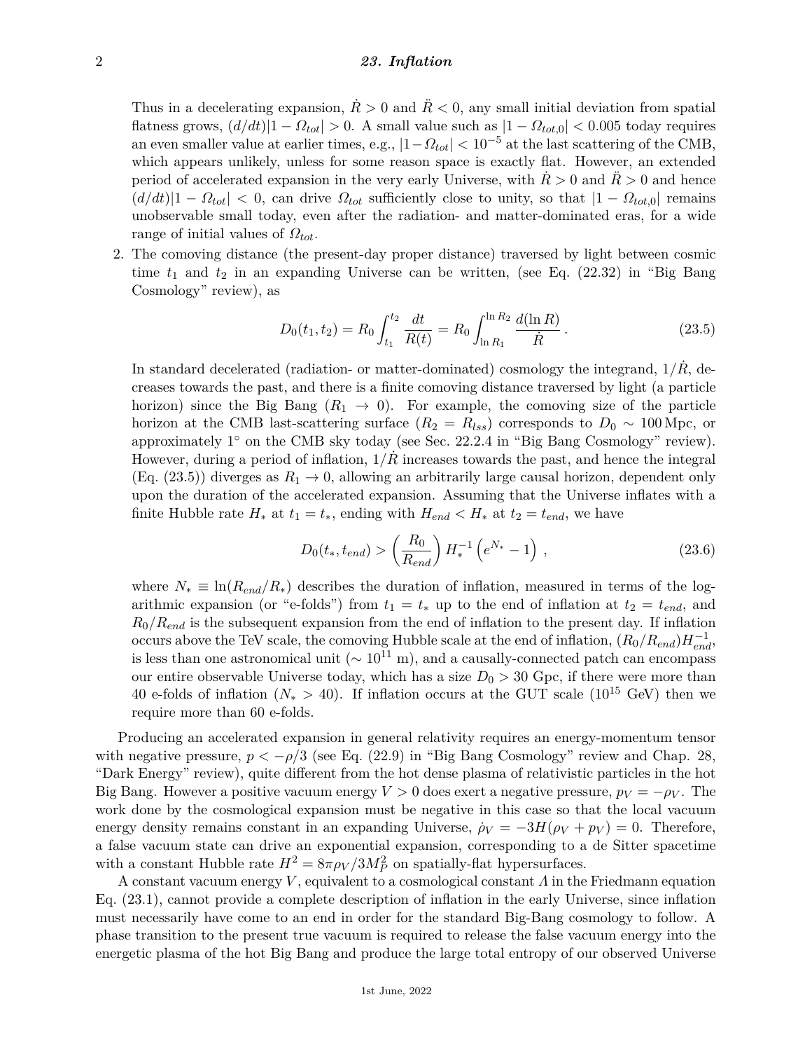Thus in a decelerating expansion, $\dot{R} > 0$ and $\ddot{R} < 0$, any small initial deviation from spatial flatness grows, $(d/dt)|1 - \Omega_{tot}| > 0$. A small value such as $|1 - \Omega_{tot,0}| < 0.005$ today requires an even smaller value at earlier times, e.g., $|1 - \Omega_{tot}| < 10^{-5}$ at the last scattering of the CMB, which appears unlikely, unless for some reason space is exactly flat. However, an extended period of accelerated expansion in the very early Universe, with $\dot{R} > 0$ and $\ddot{R} > 0$ and hence $(d/dt)|1 - \Omega_{tot}| < 0$, can drive $\Omega_{tot}$ sufficiently close to unity, so that $|1 - \Omega_{tot,0}|$ remains unobservable small today, even after the radiation- and matter-dominated eras, for a wide range of initial values of $\Omega_{tot}$.

2. The comoving distance (the present-day proper distance) traversed by light between cosmic time $t_1$ and $t_2$ in an expanding Universe can be written, (see Eq. (22.32) in "Big Bang Cosmology" review), as

$$D_0(t_1, t_2) = R_0 \int_{t_1}^{t_2} \frac{dt}{R(t)} = R_0 \int_{\ln R_1}^{\ln R_2} \frac{d(\ln R)}{\dot{R}} \,. \tag{23.5}$$

In standard decelerated (radiation- or matter-dominated) cosmology the integrand, $1/\dot{R}$, decreases towards the past, and there is a finite comoving distance traversed by light (a particle horizon) since the Big Bang ($R_1 \to 0$). For example, the comoving size of the particle horizon at the CMB last-scattering surface ($R_2 = R_{lss}$) corresponds to $D_0 \sim 100\,\mathrm{Mpc}$, or approximately $1^\circ$ on the CMB sky today (see Sec. 22.2.4 in "Big Bang Cosmology" review). However, during a period of inflation, $1/\dot{R}$ increases towards the past, and hence the integral (Eq. (23.5)) diverges as $R_1 \to 0$, allowing an arbitrarily large causal horizon, dependent only upon the duration of the accelerated expansion. Assuming that the Universe inflates with a finite Hubble rate $H_*$ at $t_1 = t_*$, ending with $H_{end} < H_*$ at $t_2 = t_{end}$, we have

$$D_0(t_*, t_{end}) > \left(\frac{R_0}{R_{end}}\right) H_*^{-1} \left(e^{N_*} - 1\right) \,, \tag{23.6}$$

where $N_* \equiv \ln(R_{end}/R_*)$ describes the duration of inflation, measured in terms of the logarithmic expansion (or "e-folds") from $t_1 = t_*$ up to the end of inflation at $t_2 = t_{end}$, and $R_0/R_{end}$ is the subsequent expansion from the end of inflation to the present day. If inflation occurs above the TeV scale, the comoving Hubble scale at the end of inflation, $(R_0/R_{end})H_{end}^{-1}$, is less than one astronomical unit ($\sim 10^{11}$ m), and a causally-connected patch can encompass our entire observable Universe today, which has a size $D_0 > 30$ Gpc, if there were more than 40 e-folds of inflation ($N_* > 40$). If inflation occurs at the GUT scale ($10^{15}$ GeV) then we require more than 60 e-folds.

Producing an accelerated expansion in general relativity requires an energy-momentum tensor with negative pressure, $p < -\rho/3$ (see Eq. (22.9) in "Big Bang Cosmology" review and Chap. 28, "Dark Energy" review), quite different from the hot dense plasma of relativistic particles in the hot Big Bang. However a positive vacuum energy $V > 0$ does exert a negative pressure, $p_V = -\rho_V$. The work done by the cosmological expansion must be negative in this case so that the local vacuum energy density remains constant in an expanding Universe, $\dot{\rho}_V = -3H(\rho_V + p_V) = 0$. Therefore, a false vacuum state can drive an exponential expansion, corresponding to a de Sitter spacetime with a constant Hubble rate $H^2 = 8\pi\rho_V/3M_P^2$ on spatially-flat hypersurfaces.

A constant vacuum energy $V$, equivalent to a cosmological constant $\Lambda$ in the Friedmann equation Eq. (23.1), cannot provide a complete description of inflation in the early Universe, since inflation must necessarily have come to an end in order for the standard Big-Bang cosmology to follow. A phase transition to the present true vacuum is required to release the false vacuum energy into the energetic plasma of the hot Big Bang and produce the large total entropy of our observed Universe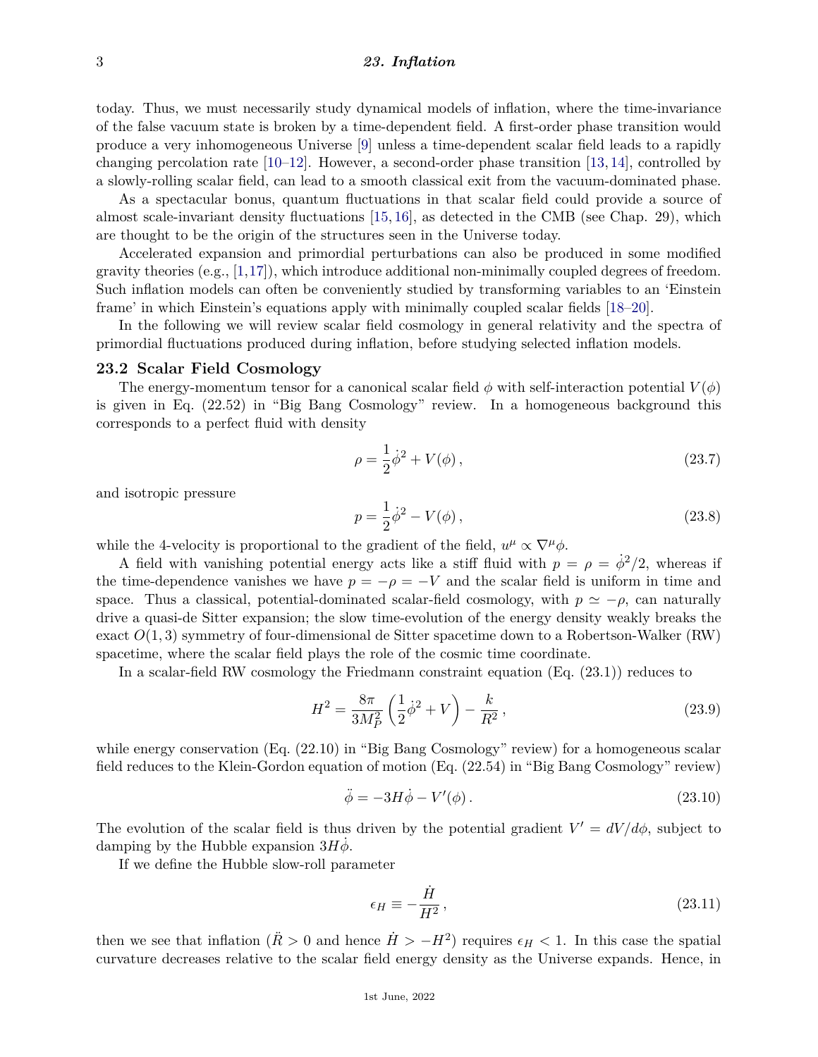today. Thus, we must necessarily study dynamical models of inflation, where the time-invariance of the false vacuum state is broken by a time-dependent field. A first-order phase transition would produce a very inhomogeneous Universe [9] unless a time-dependent scalar field leads to a rapidly changing percolation rate [10–12]. However, a second-order phase transition [13, 14], controlled by a slowly-rolling scalar field, can lead to a smooth classical exit from the vacuum-dominated phase.

As a spectacular bonus, quantum fluctuations in that scalar field could provide a source of almost scale-invariant density fluctuations [15, 16], as detected in the CMB (see Chap. 29), which are thought to be the origin of the structures seen in the Universe today.

Accelerated expansion and primordial perturbations can also be produced in some modified gravity theories (e.g., [1,17]), which introduce additional non-minimally coupled degrees of freedom. Such inflation models can often be conveniently studied by transforming variables to an 'Einstein frame' in which Einstein's equations apply with minimally coupled scalar fields [18–20].

In the following we will review scalar field cosmology in general relativity and the spectra of primordial fluctuations produced during inflation, before studying selected inflation models.

## 23.2 Scalar Field Cosmology

The energy-momentum tensor for a canonical scalar field $\phi$ with self-interaction potential $V(\phi)$ is given in Eq. (22.52) in "Big Bang Cosmology" review. In a homogeneous background this corresponds to a perfect fluid with density

$$\rho = \frac{1}{2}\dot{\phi}^2 + V(\phi)\,, \tag{23.7}$$

and isotropic pressure

$$p = \frac{1}{2}\dot{\phi}^2 - V(\phi)\,, \tag{23.8}$$

while the 4-velocity is proportional to the gradient of the field, $u^\mu \propto \nabla^\mu \phi$.

A field with vanishing potential energy acts like a stiff fluid with $p = \rho = \dot{\phi}^2/2$, whereas if the time-dependence vanishes we have $p = -\rho = -V$ and the scalar field is uniform in time and space. Thus a classical, potential-dominated scalar-field cosmology, with $p \simeq -\rho$, can naturally drive a quasi-de Sitter expansion; the slow time-evolution of the energy density weakly breaks the exact $O(1,3)$ symmetry of four-dimensional de Sitter spacetime down to a Robertson-Walker (RW) spacetime, where the scalar field plays the role of the cosmic time coordinate.

In a scalar-field RW cosmology the Friedmann constraint equation (Eq. (23.1)) reduces to

$$H^2 = \frac{8\pi}{3M_P^2}\left(\frac{1}{2}\dot{\phi}^2 + V\right) - \frac{k}{R^2}\,, \tag{23.9}$$

while energy conservation (Eq. (22.10) in "Big Bang Cosmology" review) for a homogeneous scalar field reduces to the Klein-Gordon equation of motion (Eq. (22.54) in "Big Bang Cosmology" review)

$$\ddot{\phi} = -3H\dot{\phi} - V'(\phi)\,. \tag{23.10}$$

The evolution of the scalar field is thus driven by the potential gradient $V' = dV/d\phi$, subject to damping by the Hubble expansion $3H\dot{\phi}$.

If we define the Hubble slow-roll parameter

$$\epsilon_H \equiv -\frac{\dot{H}}{H^2}\,, \tag{23.11}$$

then we see that inflation ($\ddot{R} > 0$ and hence $\dot{H} > -H^2$) requires $\epsilon_H < 1$. In this case the spatial curvature decreases relative to the scalar field energy density as the Universe expands. Hence, in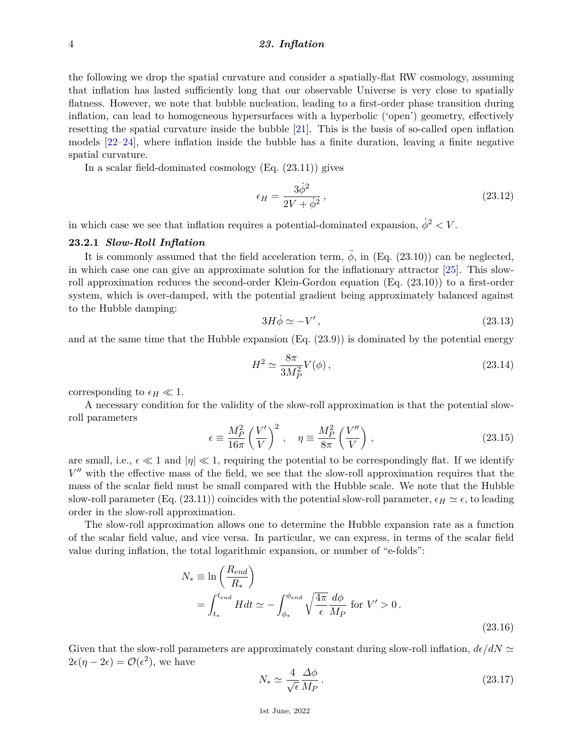the following we drop the spatial curvature and consider a spatially-flat RW cosmology, assuming that inflation has lasted sufficiently long that our observable Universe is very close to spatially flatness. However, we note that bubble nucleation, leading to a first-order phase transition during inflation, can lead to homogeneous hypersurfaces with a hyperbolic ('open') geometry, effectively resetting the spatial curvature inside the bubble [21]. This is the basis of so-called open inflation models [22–24], where inflation inside the bubble has a finite duration, leaving a finite negative spatial curvature.

In a scalar field-dominated cosmology (Eq. (23.11)) gives

$$\epsilon_H = \frac{3\dot{\phi}^2}{2V + \dot{\phi}^2}\,, \tag{23.12}$$

in which case we see that inflation requires a potential-dominated expansion, $\dot{\phi}^2 < V$.

### 23.2.1 *Slow-Roll Inflation*

It is commonly assumed that the field acceleration term, $\ddot{\phi}$, in (Eq. (23.10)) can be neglected, in which case one can give an approximate solution for the inflationary attractor [25]. This slow-roll approximation reduces the second-order Klein-Gordon equation (Eq. (23.10)) to a first-order system, which is over-damped, with the potential gradient being approximately balanced against to the Hubble damping:

$$3H\dot{\phi} \simeq -V'\,, \tag{23.13}$$

and at the same time that the Hubble expansion (Eq. (23.9)) is dominated by the potential energy

$$H^2 \simeq \frac{8\pi}{3M_P^2} V(\phi)\,, \tag{23.14}$$

corresponding to $\epsilon_H \ll 1$.

A necessary condition for the validity of the slow-roll approximation is that the potential slow-roll parameters

$$\epsilon \equiv \frac{M_P^2}{16\pi}\left(\frac{V'}{V}\right)^2\,, \quad \eta \equiv \frac{M_P^2}{8\pi}\left(\frac{V''}{V}\right)\,, \tag{23.15}$$

are small, i.e., $\epsilon \ll 1$ and $|\eta| \ll 1$, requiring the potential to be correspondingly flat. If we identify $V''$ with the effective mass of the field, we see that the slow-roll approximation requires that the mass of the scalar field must be small compared with the Hubble scale. We note that the Hubble slow-roll parameter (Eq. (23.11)) coincides with the potential slow-roll parameter, $\epsilon_H \simeq \epsilon$, to leading order in the slow-roll approximation.

The slow-roll approximation allows one to determine the Hubble expansion rate as a function of the scalar field value, and vice versa. In particular, we can express, in terms of the scalar field value during inflation, the total logarithmic expansion, or number of "e-folds":

$$\begin{aligned} N_* &\equiv \ln\left(\frac{R_{end}}{R_*}\right) \\ &= \int_{t_*}^{t_{end}} H dt \simeq -\int_{\phi_*}^{\phi_{end}} \sqrt{\frac{4\pi}{\epsilon}} \frac{d\phi}{M_P} \text{ for } V' > 0\,. \end{aligned} \tag{23.16}$$

Given that the slow-roll parameters are approximately constant during slow-roll inflation, $d\epsilon/dN \simeq 2\epsilon(\eta - 2\epsilon) = \mathcal{O}(\epsilon^2)$, we have

$$N_* \simeq \frac{4}{\sqrt{\epsilon}} \frac{\Delta\phi}{M_P}\,. \tag{23.17}$$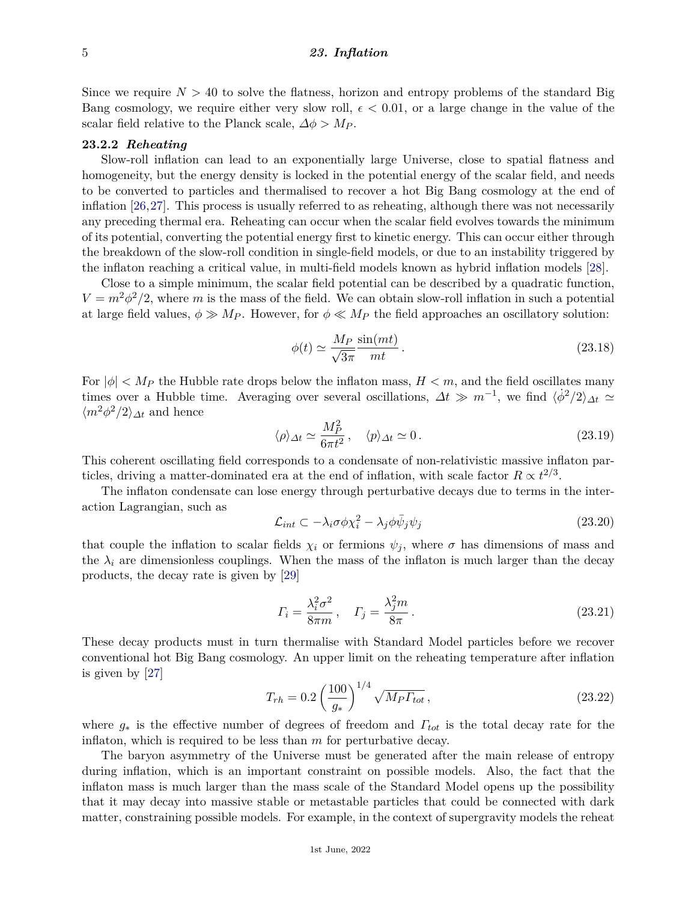Since we require $N > 40$ to solve the flatness, horizon and entropy problems of the standard Big Bang cosmology, we require either very slow roll, $\epsilon < 0.01$, or a large change in the value of the scalar field relative to the Planck scale, $\Delta\phi > M_P$.

### 23.2.2 *Reheating*

Slow-roll inflation can lead to an exponentially large Universe, close to spatial flatness and homogeneity, but the energy density is locked in the potential energy of the scalar field, and needs to be converted to particles and thermalised to recover a hot Big Bang cosmology at the end of inflation [26,27]. This process is usually referred to as reheating, although there was not necessarily any preceding thermal era. Reheating can occur when the scalar field evolves towards the minimum of its potential, converting the potential energy first to kinetic energy. This can occur either through the breakdown of the slow-roll condition in single-field models, or due to an instability triggered by the inflaton reaching a critical value, in multi-field models known as hybrid inflation models [28].

Close to a simple minimum, the scalar field potential can be described by a quadratic function, $V = m^2\phi^2/2$, where $m$ is the mass of the field. We can obtain slow-roll inflation in such a potential at large field values, $\phi \gg M_P$. However, for $\phi \ll M_P$ the field approaches an oscillatory solution:

$$\phi(t) \simeq \frac{M_P}{\sqrt{3\pi}} \frac{\sin(mt)}{mt} \,. \tag{23.18}$$

For $|\phi| < M_P$ the Hubble rate drops below the inflaton mass, $H < m$, and the field oscillates many times over a Hubble time. Averaging over several oscillations, $\Delta t \gg m^{-1}$, we find $\langle\dot{\phi}^2/2\rangle_{\Delta t} \simeq \langle m^2\phi^2/2\rangle_{\Delta t}$ and hence

$$\langle\rho\rangle_{\Delta t} \simeq \frac{M_P^2}{6\pi t^2} \,, \quad \langle p\rangle_{\Delta t} \simeq 0 \,. \tag{23.19}$$

This coherent oscillating field corresponds to a condensate of non-relativistic massive inflaton particles, driving a matter-dominated era at the end of inflation, with scale factor $R \propto t^{2/3}$.

The inflaton condensate can lose energy through perturbative decays due to terms in the interaction Lagrangian, such as

$$\mathcal{L}_{int} \subset -\lambda_i \sigma \phi \chi_i^2 - \lambda_j \phi \bar{\psi}_j \psi_j \tag{23.20}$$

that couple the inflation to scalar fields $\chi_i$ or fermions $\psi_j$, where $\sigma$ has dimensions of mass and the $\lambda_i$ are dimensionless couplings. When the mass of the inflaton is much larger than the decay products, the decay rate is given by [29]

$$\Gamma_i = \frac{\lambda_i^2 \sigma^2}{8\pi m} \,, \quad \Gamma_j = \frac{\lambda_j^2 m}{8\pi} \,. \tag{23.21}$$

These decay products must in turn thermalise with Standard Model particles before we recover conventional hot Big Bang cosmology. An upper limit on the reheating temperature after inflation is given by [27]

$$T_{rh} = 0.2 \left(\frac{100}{g_*}\right)^{1/4} \sqrt{M_P \Gamma_{tot}} \,, \tag{23.22}$$

where $g_*$ is the effective number of degrees of freedom and $\Gamma_{tot}$ is the total decay rate for the inflaton, which is required to be less than $m$ for perturbative decay.

The baryon asymmetry of the Universe must be generated after the main release of entropy during inflation, which is an important constraint on possible models. Also, the fact that the inflaton mass is much larger than the mass scale of the Standard Model opens up the possibility that it may decay into massive stable or metastable particles that could be connected with dark matter, constraining possible models. For example, in the context of supergravity models the reheat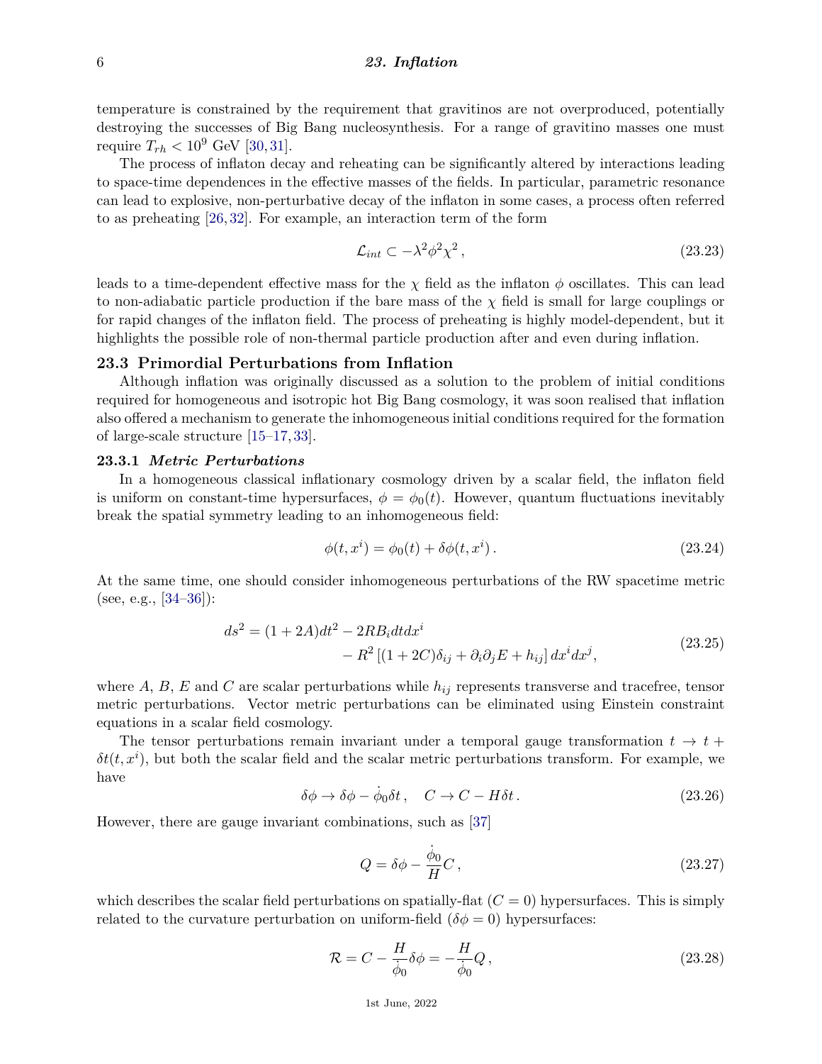temperature is constrained by the requirement that gravitinos are not overproduced, potentially destroying the successes of Big Bang nucleosynthesis. For a range of gravitino masses one must require $T_{rh} < 10^9$ GeV [30,31].

The process of inflaton decay and reheating can be significantly altered by interactions leading to space-time dependences in the effective masses of the fields. In particular, parametric resonance can lead to explosive, non-perturbative decay of the inflaton in some cases, a process often referred to as preheating [26,32]. For example, an interaction term of the form

$$\mathcal{L}_{int} \subset -\lambda^2 \phi^2 \chi^2 \,, \tag{23.23}$$

leads to a time-dependent effective mass for the $\chi$ field as the inflaton $\phi$ oscillates. This can lead to non-adiabatic particle production if the bare mass of the $\chi$ field is small for large couplings or for rapid changes of the inflaton field. The process of preheating is highly model-dependent, but it highlights the possible role of non-thermal particle production after and even during inflation.

## 23.3 Primordial Perturbations from Inflation

Although inflation was originally discussed as a solution to the problem of initial conditions required for homogeneous and isotropic hot Big Bang cosmology, it was soon realised that inflation also offered a mechanism to generate the inhomogeneous initial conditions required for the formation of large-scale structure [15–17,33].

### 23.3.1 *Metric Perturbations*

In a homogeneous classical inflationary cosmology driven by a scalar field, the inflaton field is uniform on constant-time hypersurfaces, $\phi = \phi_0(t)$. However, quantum fluctuations inevitably break the spatial symmetry leading to an inhomogeneous field:

$$\phi(t, x^i) = \phi_0(t) + \delta\phi(t, x^i) \,. \tag{23.24}$$

At the same time, one should consider inhomogeneous perturbations of the RW spacetime metric (see, e.g., [34–36]):

$$\begin{aligned} ds^2 = (1 + 2A)dt^2 &- 2RB_i dt dx^i \\ &- R^2 \left[ (1 + 2C)\delta_{ij} + \partial_i \partial_j E + h_{ij} \right] dx^i dx^j \,, \end{aligned} \tag{23.25}$$

where $A$, $B$, $E$ and $C$ are scalar perturbations while $h_{ij}$ represents transverse and tracefree, tensor metric perturbations. Vector metric perturbations can be eliminated using Einstein constraint equations in a scalar field cosmology.

The tensor perturbations remain invariant under a temporal gauge transformation $t \to t + \delta t(t, x^i)$, but both the scalar field and the scalar metric perturbations transform. For example, we have

$$\delta\phi \to \delta\phi - \dot{\phi}_0 \delta t \,, \quad C \to C - H\delta t \,. \tag{23.26}$$

However, there are gauge invariant combinations, such as [37]

$$Q = \delta\phi - \frac{\dot{\phi}_0}{H} C \,, \tag{23.27}$$

which describes the scalar field perturbations on spatially-flat ($C = 0$) hypersurfaces. This is simply related to the curvature perturbation on uniform-field ($\delta\phi = 0$) hypersurfaces:

$$\mathcal{R} = C - \frac{H}{\dot{\phi}_0} \delta\phi = -\frac{H}{\dot{\phi}_0} Q \,, \tag{23.28}$$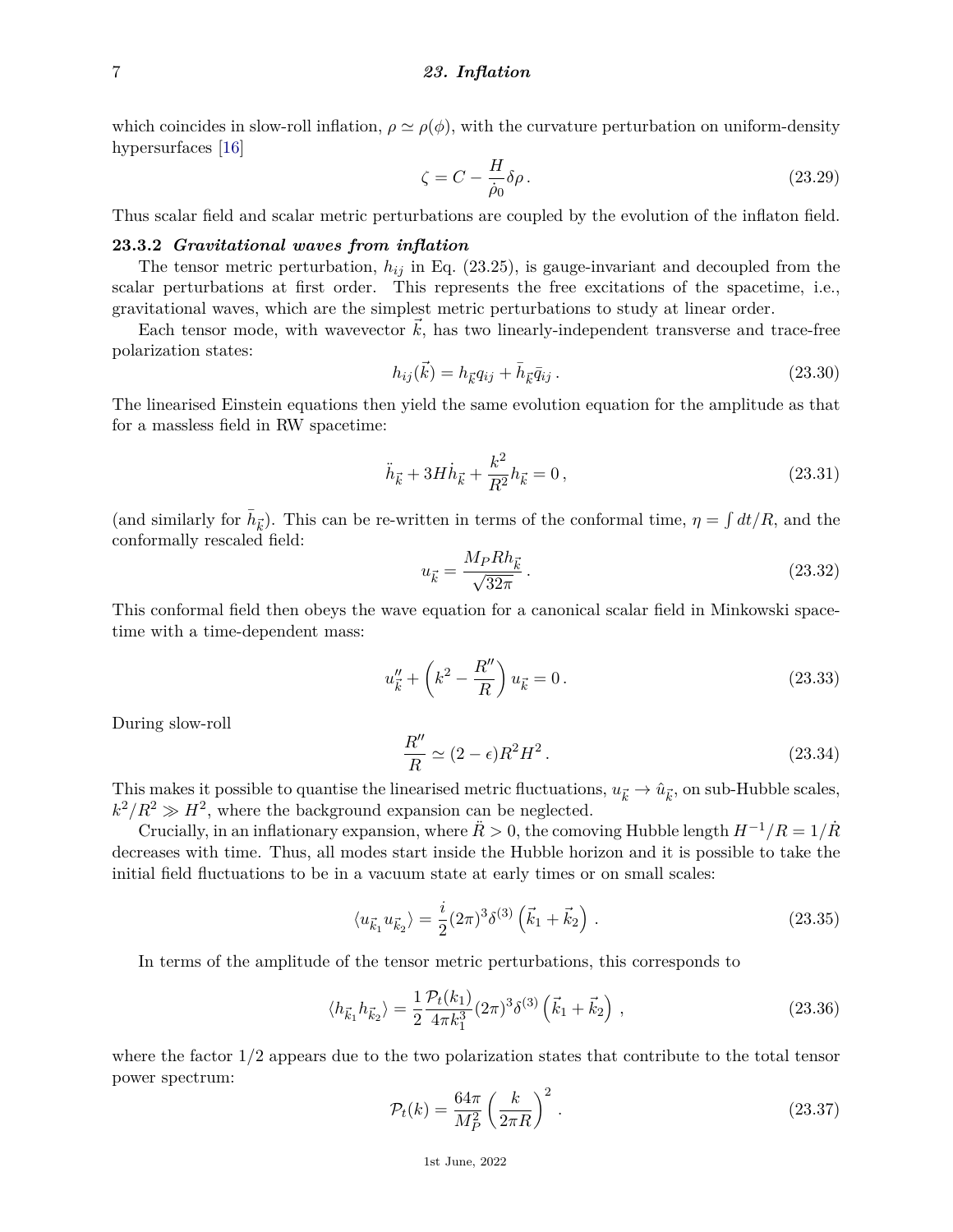which coincides in slow-roll inflation, $\rho \simeq \rho(\phi)$, with the curvature perturbation on uniform-density hypersurfaces [16]

$$\zeta = C - \frac{H}{\dot{\rho}_0}\delta\rho\,. \tag{23.29}$$

Thus scalar field and scalar metric perturbations are coupled by the evolution of the inflaton field.

### 23.3.2 *Gravitational waves from inflation*

The tensor metric perturbation, $h_{ij}$ in Eq. (23.25), is gauge-invariant and decoupled from the scalar perturbations at first order. This represents the free excitations of the spacetime, i.e., gravitational waves, which are the simplest metric perturbations to study at linear order.

Each tensor mode, with wavevector $\vec{k}$, has two linearly-independent transverse and trace-free polarization states:

$$h_{ij}(\vec{k}) = h_{\vec{k}} q_{ij} + \bar{h}_{\vec{k}} \bar{q}_{ij}\,. \tag{23.30}$$

The linearised Einstein equations then yield the same evolution equation for the amplitude as that for a massless field in RW spacetime:

$$\ddot{h}_{\vec{k}} + 3H\dot{h}_{\vec{k}} + \frac{k^2}{R^2} h_{\vec{k}} = 0\,, \tag{23.31}$$

(and similarly for $\bar{h}_{\vec{k}}$). This can be re-written in terms of the conformal time, $\eta = \int dt/R$, and the conformally rescaled field:

$$u_{\vec{k}} = \frac{M_P R h_{\vec{k}}}{\sqrt{32\pi}}\,. \tag{23.32}$$

This conformal field then obeys the wave equation for a canonical scalar field in Minkowski spacetime with a time-dependent mass:

$$u''_{\vec{k}} + \left(k^2 - \frac{R''}{R}\right) u_{\vec{k}} = 0\,. \tag{23.33}$$

During slow-roll

$$\frac{R''}{R} \simeq (2-\epsilon) R^2 H^2\,. \tag{23.34}$$

This makes it possible to quantise the linearised metric fluctuations, $u_{\vec{k}} \to \hat{u}_{\vec{k}}$, on sub-Hubble scales, $k^2/R^2 \gg H^2$, where the background expansion can be neglected.

Crucially, in an inflationary expansion, where $\ddot{R} > 0$, the comoving Hubble length $H^{-1}/R = 1/\dot{R}$ decreases with time. Thus, all modes start inside the Hubble horizon and it is possible to take the initial field fluctuations to be in a vacuum state at early times or on small scales:

$$\langle u_{\vec{k}_1} u_{\vec{k}_2} \rangle = \frac{i}{2}(2\pi)^3 \delta^{(3)}\left(\vec{k}_1 + \vec{k}_2\right)\,. \tag{23.35}$$

In terms of the amplitude of the tensor metric perturbations, this corresponds to

$$\langle h_{\vec{k}_1} h_{\vec{k}_2} \rangle = \frac{1}{2}\frac{\mathcal{P}_t(k_1)}{4\pi k_1^3}(2\pi)^3 \delta^{(3)}\left(\vec{k}_1 + \vec{k}_2\right)\,, \tag{23.36}$$

where the factor 1/2 appears due to the two polarization states that contribute to the total tensor power spectrum:

$$\mathcal{P}_t(k) = \frac{64\pi}{M_P^2}\left(\frac{k}{2\pi R}\right)^2\,. \tag{23.37}$$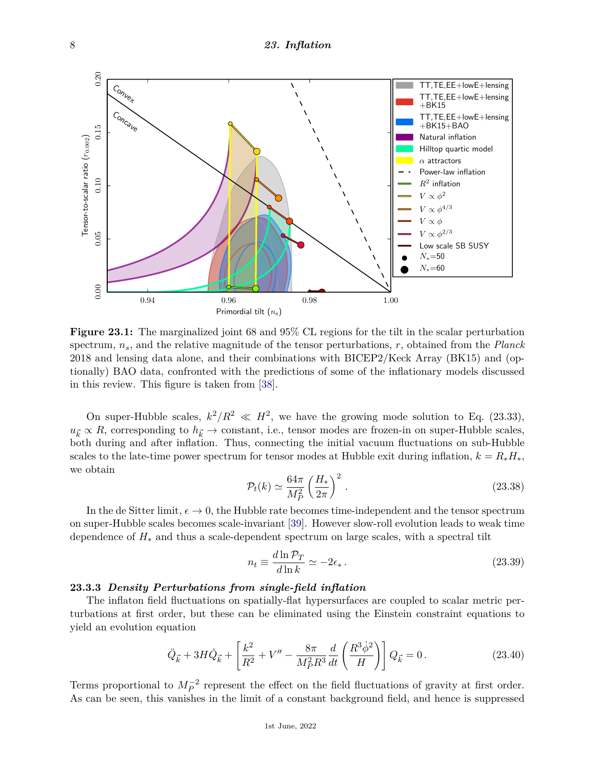**Figure 23.1:** The marginalized joint 68 and 95% CL regions for the tilt in the scalar perturbation spectrum, $n_s$, and the relative magnitude of the tensor perturbations, $r$, obtained from the *Planck* 2018 and lensing data alone, and their combinations with BICEP2/Keck Array (BK15) and (optionally) BAO data, confronted with the predictions of some of the inflationary models discussed in this review. This figure is taken from [38].

On super-Hubble scales, $k^2/R^2 \ll H^2$, we have the growing mode solution to Eq. (23.33), $u_{\vec{k}} \propto R$, corresponding to $h_{\vec{k}} \to$ constant, i.e., tensor modes are frozen-in on super-Hubble scales, both during and after inflation. Thus, connecting the initial vacuum fluctuations on sub-Hubble scales to the late-time power spectrum for tensor modes at Hubble exit during inflation, $k = R_* H_*$, we obtain

$$\mathcal{P}_t(k) \simeq \frac{64\pi}{M_P^2}\left(\frac{H_*}{2\pi}\right)^2 . \tag{23.38}$$

In the de Sitter limit, $\epsilon \to 0$, the Hubble rate becomes time-independent and the tensor spectrum on super-Hubble scales becomes scale-invariant [39]. However slow-roll evolution leads to weak time dependence of $H_*$ and thus a scale-dependent spectrum on large scales, with a spectral tilt

$$n_t \equiv \frac{d \ln \mathcal{P}_T}{d \ln k} \simeq -2\epsilon_* . \tag{23.39}$$

### 23.3.3 *Density Perturbations from single-field inflation*

The inflaton field fluctuations on spatially-flat hypersurfaces are coupled to scalar metric perturbations at first order, but these can be eliminated using the Einstein constraint equations to yield an evolution equation

$$\ddot{Q}_{\vec{k}} + 3H\dot{Q}_{\vec{k}} + \left[\frac{k^2}{R^2} + V'' - \frac{8\pi}{M_P^2 R^3}\frac{d}{dt}\left(\frac{R^3\dot{\phi}^2}{H}\right)\right] Q_{\vec{k}} = 0 . \tag{23.40}$$

Terms proportional to $M_P^{-2}$ represent the effect on the field fluctuations of gravity at first order. As can be seen, this vanishes in the limit of a constant background field, and hence is suppressed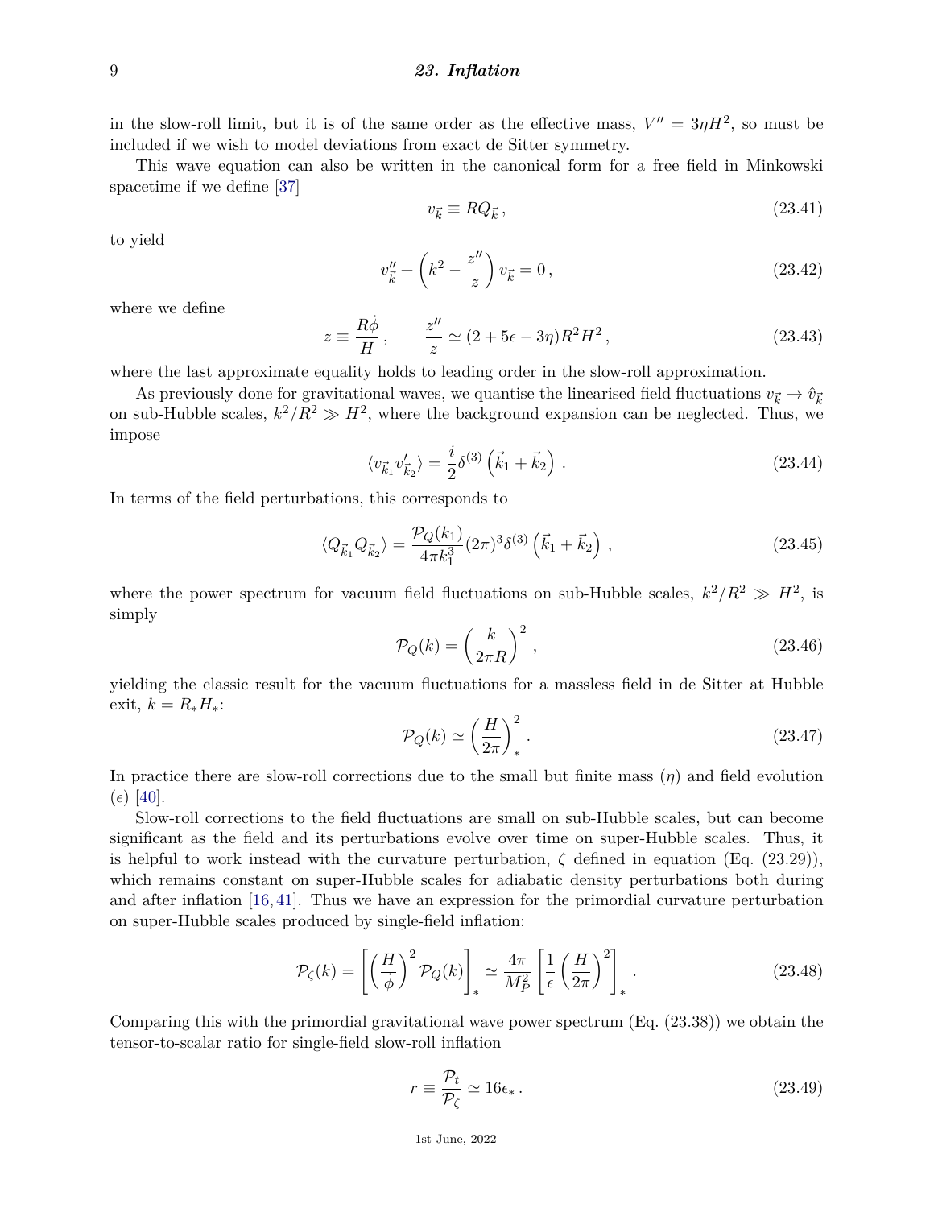in the slow-roll limit, but it is of the same order as the effective mass, $V'' = 3\eta H^2$, so must be included if we wish to model deviations from exact de Sitter symmetry.

This wave equation can also be written in the canonical form for a free field in Minkowski spacetime if we define [37]

$$v_{\vec{k}} \equiv R Q_{\vec{k}}\,, \tag{23.41}$$

to yield

$$v''_{\vec{k}} + \left(k^2 - \frac{z''}{z}\right) v_{\vec{k}} = 0\,, \tag{23.42}$$

where we define

$$z \equiv \frac{R\dot{\phi}}{H}\,, \qquad \frac{z''}{z} \simeq (2 + 5\epsilon - 3\eta) R^2 H^2\,, \tag{23.43}$$

where the last approximate equality holds to leading order in the slow-roll approximation.

As previously done for gravitational waves, we quantise the linearised field fluctuations $v_{\vec{k}} \to \hat{v}_{\vec{k}}$ on sub-Hubble scales, $k^2/R^2 \gg H^2$, where the background expansion can be neglected. Thus, we impose

$$\langle v_{\vec{k}_1} v'_{\vec{k}_2} \rangle = \frac{i}{2} \delta^{(3)}\left(\vec{k}_1 + \vec{k}_2\right)\,. \tag{23.44}$$

In terms of the field perturbations, this corresponds to

$$\langle Q_{\vec{k}_1} Q_{\vec{k}_2} \rangle = \frac{\mathcal{P}_Q(k_1)}{4\pi k_1^3} (2\pi)^3 \delta^{(3)}\left(\vec{k}_1 + \vec{k}_2\right)\,, \tag{23.45}$$

where the power spectrum for vacuum field fluctuations on sub-Hubble scales, $k^2/R^2 \gg H^2$, is simply

$$\mathcal{P}_Q(k) = \left(\frac{k}{2\pi R}\right)^2\,, \tag{23.46}$$

yielding the classic result for the vacuum fluctuations for a massless field in de Sitter at Hubble exit, $k = R_* H_*$:

$$\mathcal{P}_Q(k) \simeq \left(\frac{H}{2\pi}\right)^2_*\,. \tag{23.47}$$

In practice there are slow-roll corrections due to the small but finite mass ($\eta$) and field evolution ($\epsilon$) [40].

Slow-roll corrections to the field fluctuations are small on sub-Hubble scales, but can become significant as the field and its perturbations evolve over time on super-Hubble scales. Thus, it is helpful to work instead with the curvature perturbation, $\zeta$ defined in equation (Eq. (23.29)), which remains constant on super-Hubble scales for adiabatic density perturbations both during and after inflation [16, 41]. Thus we have an expression for the primordial curvature perturbation on super-Hubble scales produced by single-field inflation:

$$\mathcal{P}_\zeta(k) = \left[\left(\frac{H}{\dot{\phi}}\right)^2 \mathcal{P}_Q(k)\right]_* \simeq \frac{4\pi}{M_P^2}\left[\frac{1}{\epsilon}\left(\frac{H}{2\pi}\right)^2\right]_*\,. \tag{23.48}$$

Comparing this with the primordial gravitational wave power spectrum (Eq. (23.38)) we obtain the tensor-to-scalar ratio for single-field slow-roll inflation

$$r \equiv \frac{\mathcal{P}_t}{\mathcal{P}_\zeta} \simeq 16\epsilon_*\,. \tag{23.49}$$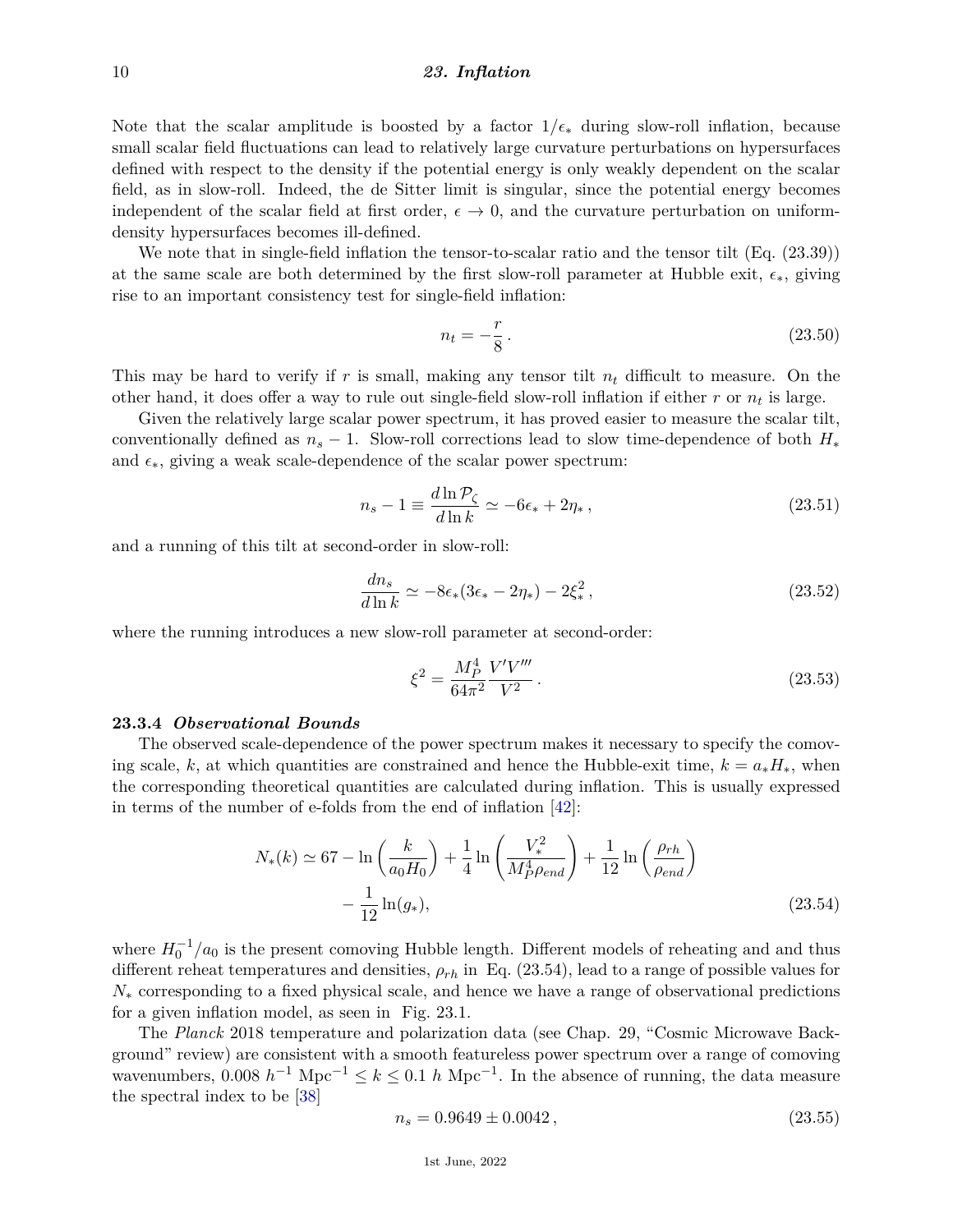Note that the scalar amplitude is boosted by a factor $1/\epsilon_*$ during slow-roll inflation, because small scalar field fluctuations can lead to relatively large curvature perturbations on hypersurfaces defined with respect to the density if the potential energy is only weakly dependent on the scalar field, as in slow-roll. Indeed, the de Sitter limit is singular, since the potential energy becomes independent of the scalar field at first order, $\epsilon \to 0$, and the curvature perturbation on uniform-density hypersurfaces becomes ill-defined.

We note that in single-field inflation the tensor-to-scalar ratio and the tensor tilt (Eq. (23.39)) at the same scale are both determined by the first slow-roll parameter at Hubble exit, $\epsilon_*$, giving rise to an important consistency test for single-field inflation:

$$n_t = -\frac{r}{8}\,. \tag{23.50}$$

This may be hard to verify if $r$ is small, making any tensor tilt $n_t$ difficult to measure. On the other hand, it does offer a way to rule out single-field slow-roll inflation if either $r$ or $n_t$ is large.

Given the relatively large scalar power spectrum, it has proved easier to measure the scalar tilt, conventionally defined as $n_s - 1$. Slow-roll corrections lead to slow time-dependence of both $H_*$ and $\epsilon_*$, giving a weak scale-dependence of the scalar power spectrum:

$$n_s - 1 \equiv \frac{d\ln \mathcal{P}_\zeta}{d\ln k} \simeq -6\epsilon_* + 2\eta_*\,, \tag{23.51}$$

and a running of this tilt at second-order in slow-roll:

$$\frac{dn_s}{d\ln k} \simeq -8\epsilon_*(3\epsilon_* - 2\eta_*) - 2\xi_*^2\,, \tag{23.52}$$

where the running introduces a new slow-roll parameter at second-order:

$$\xi^2 = \frac{M_P^4}{64\pi^2}\frac{V'V'''}{V^2}\,. \tag{23.53}$$

### 23.3.4 *Observational Bounds*

The observed scale-dependence of the power spectrum makes it necessary to specify the comoving scale, $k$, at which quantities are constrained and hence the Hubble-exit time, $k = a_*H_*$, when the corresponding theoretical quantities are calculated during inflation. This is usually expressed in terms of the number of e-folds from the end of inflation [42]:

$$N_*(k) \simeq 67 - \ln\left(\frac{k}{a_0H_0}\right) + \frac{1}{4}\ln\left(\frac{V_*^2}{M_P^4\rho_{end}}\right) + \frac{1}{12}\ln\left(\frac{\rho_{rh}}{\rho_{end}}\right) - \frac{1}{12}\ln(g_*), \tag{23.54}$$

where $H_0^{-1}/a_0$ is the present comoving Hubble length. Different models of reheating and and thus different reheat temperatures and densities, $\rho_{rh}$ in Eq. (23.54), lead to a range of possible values for $N_*$ corresponding to a fixed physical scale, and hence we have a range of observational predictions for a given inflation model, as seen in Fig. 23.1.

The *Planck* 2018 temperature and polarization data (see Chap. 29, "Cosmic Microwave Background" review) are consistent with a smooth featureless power spectrum over a range of comoving wavenumbers, $0.008\ h^{-1}\ \text{Mpc}^{-1} \leq k \leq 0.1\ h\ \text{Mpc}^{-1}$. In the absence of running, the data measure the spectral index to be [38]

$$n_s = 0.9649 \pm 0.0042\,, \tag{23.55}$$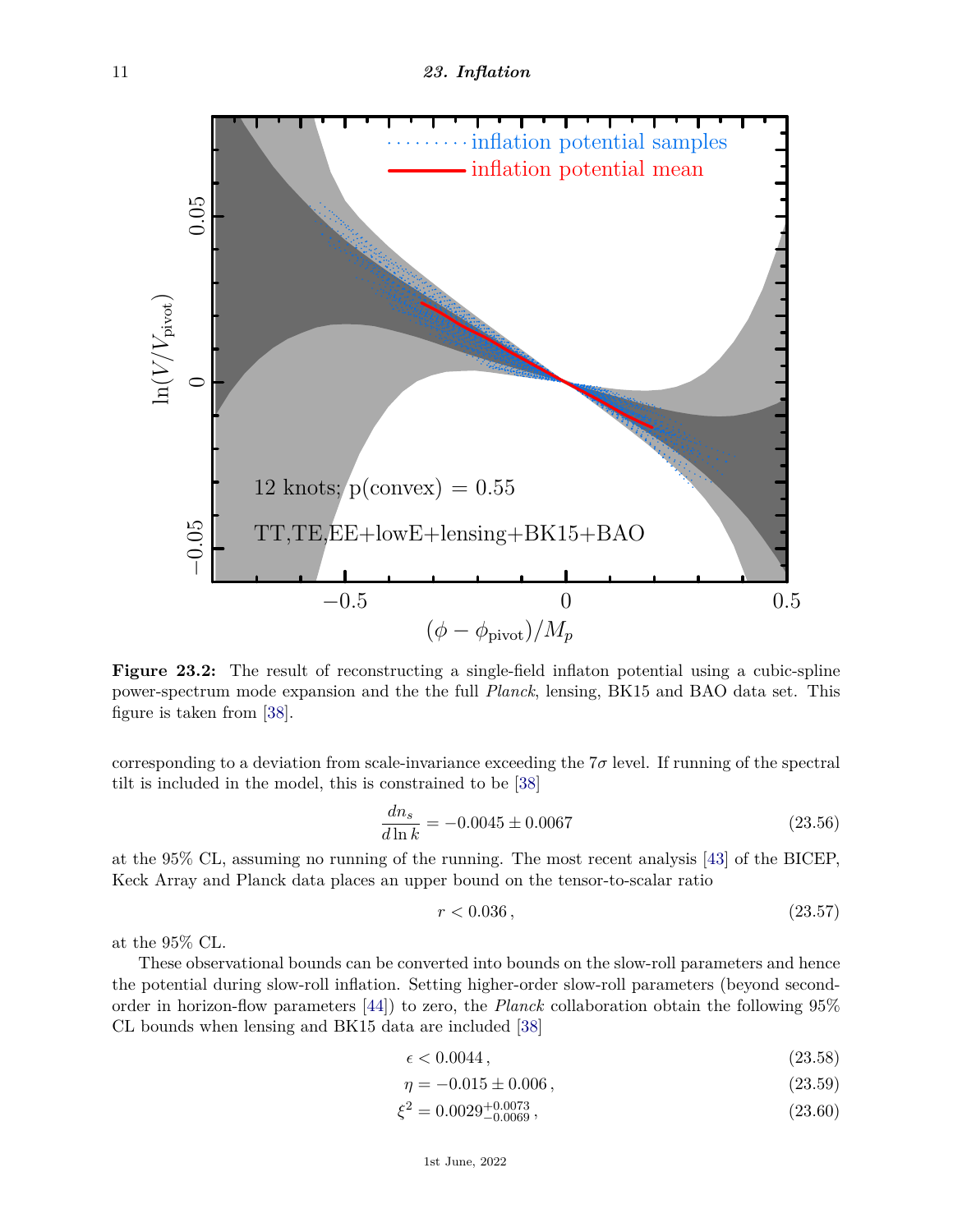**Figure 23.2:** The result of reconstructing a single-field inflaton potential using a cubic-spline power-spectrum mode expansion and the the full *Planck*, lensing, BK15 and BAO data set. This figure is taken from [38].

corresponding to a deviation from scale-invariance exceeding the $7\sigma$ level. If running of the spectral tilt is included in the model, this is constrained to be [38]

$$\frac{dn_s}{d\ln k} = -0.0045 \pm 0.0067 \tag{23.56}$$

at the 95% CL, assuming no running of the running. The most recent analysis [43] of the BICEP, Keck Array and Planck data places an upper bound on the tensor-to-scalar ratio

$$r < 0.036\,, \tag{23.57}$$

at the 95% CL.

These observational bounds can be converted into bounds on the slow-roll parameters and hence the potential during slow-roll inflation. Setting higher-order slow-roll parameters (beyond second-order in horizon-flow parameters [44]) to zero, the *Planck* collaboration obtain the following 95% CL bounds when lensing and BK15 data are included [38]

$$\epsilon < 0.0044\,, \tag{23.58}$$

$$\eta = -0.015 \pm 0.006\,, \tag{23.59}$$

$$\xi^2 = 0.0029^{+0.0073}_{-0.0069}\,, \tag{23.60}$$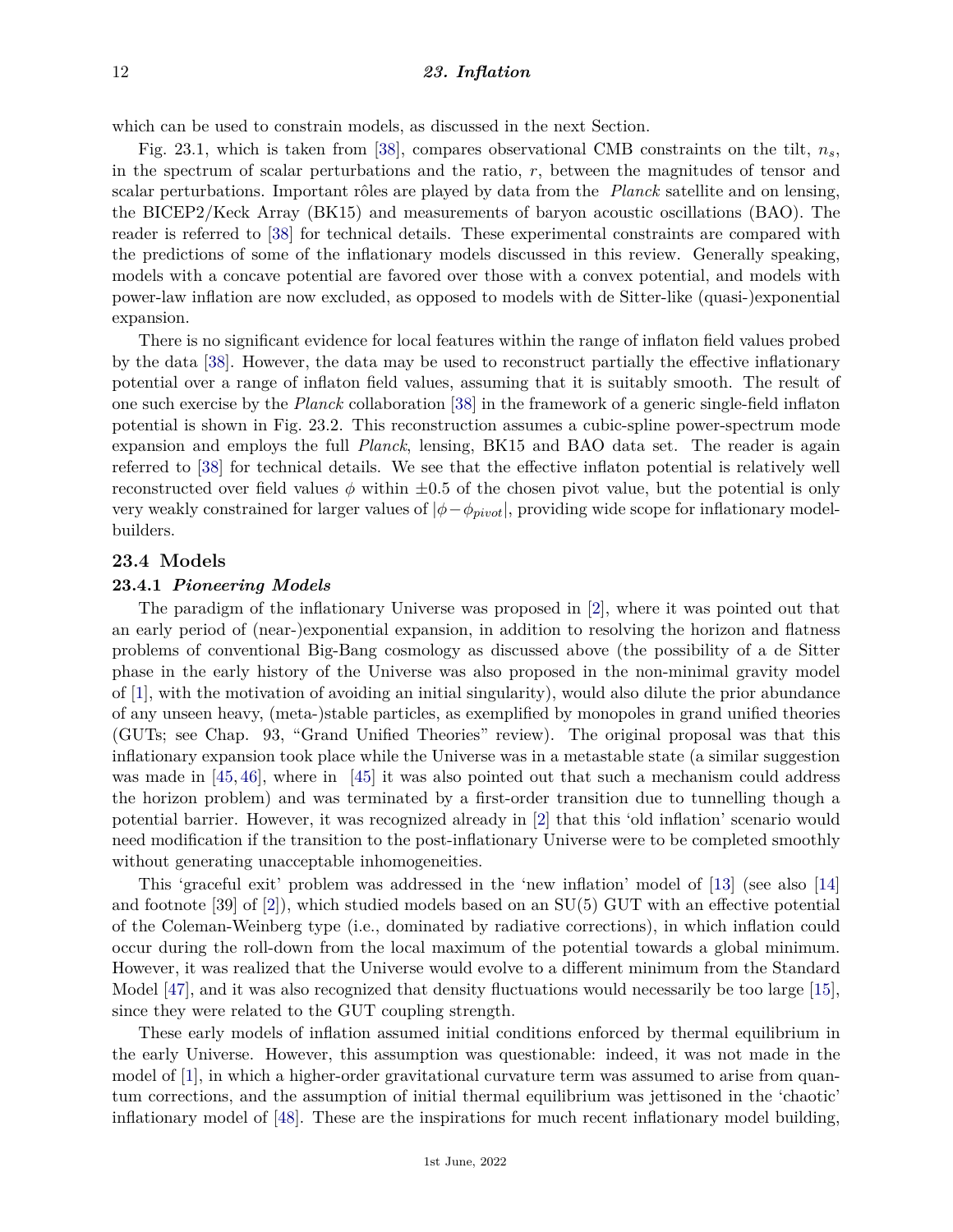which can be used to constrain models, as discussed in the next Section.

Fig. 23.1, which is taken from [38], compares observational CMB constraints on the tilt, $n_s$, in the spectrum of scalar perturbations and the ratio, $r$, between the magnitudes of tensor and scalar perturbations. Important rôles are played by data from the *Planck* satellite and on lensing, the BICEP2/Keck Array (BK15) and measurements of baryon acoustic oscillations (BAO). The reader is referred to [38] for technical details. These experimental constraints are compared with the predictions of some of the inflationary models discussed in this review. Generally speaking, models with a concave potential are favored over those with a convex potential, and models with power-law inflation are now excluded, as opposed to models with de Sitter-like (quasi-)exponential expansion.

There is no significant evidence for local features within the range of inflaton field values probed by the data [38]. However, the data may be used to reconstruct partially the effective inflationary potential over a range of inflaton field values, assuming that it is suitably smooth. The result of one such exercise by the *Planck* collaboration [38] in the framework of a generic single-field inflaton potential is shown in Fig. 23.2. This reconstruction assumes a cubic-spline power-spectrum mode expansion and employs the full *Planck*, lensing, BK15 and BAO data set. The reader is again referred to [38] for technical details. We see that the effective inflaton potential is relatively well reconstructed over field values $\phi$ within $\pm 0.5$ of the chosen pivot value, but the potential is only very weakly constrained for larger values of $|\phi - \phi_{pivot}|$, providing wide scope for inflationary model-builders.

## 23.4 Models

### 23.4.1 *Pioneering Models*

The paradigm of the inflationary Universe was proposed in [2], where it was pointed out that an early period of (near-)exponential expansion, in addition to resolving the horizon and flatness problems of conventional Big-Bang cosmology as discussed above (the possibility of a de Sitter phase in the early history of the Universe was also proposed in the non-minimal gravity model of [1], with the motivation of avoiding an initial singularity), would also dilute the prior abundance of any unseen heavy, (meta-)stable particles, as exemplified by monopoles in grand unified theories (GUTs; see Chap. 93, "Grand Unified Theories" review). The original proposal was that this inflationary expansion took place while the Universe was in a metastable state (a similar suggestion was made in [45, 46], where in [45] it was also pointed out that such a mechanism could address the horizon problem) and was terminated by a first-order transition due to tunnelling though a potential barrier. However, it was recognized already in [2] that this 'old inflation' scenario would need modification if the transition to the post-inflationary Universe were to be completed smoothly without generating unacceptable inhomogeneities.

This 'graceful exit' problem was addressed in the 'new inflation' model of [13] (see also [14] and footnote [39] of [2]), which studied models based on an SU(5) GUT with an effective potential of the Coleman-Weinberg type (i.e., dominated by radiative corrections), in which inflation could occur during the roll-down from the local maximum of the potential towards a global minimum. However, it was realized that the Universe would evolve to a different minimum from the Standard Model [47], and it was also recognized that density fluctuations would necessarily be too large [15], since they were related to the GUT coupling strength.

These early models of inflation assumed initial conditions enforced by thermal equilibrium in the early Universe. However, this assumption was questionable: indeed, it was not made in the model of [1], in which a higher-order gravitational curvature term was assumed to arise from quantum corrections, and the assumption of initial thermal equilibrium was jettisoned in the 'chaotic' inflationary model of [48]. These are the inspirations for much recent inflationary model building,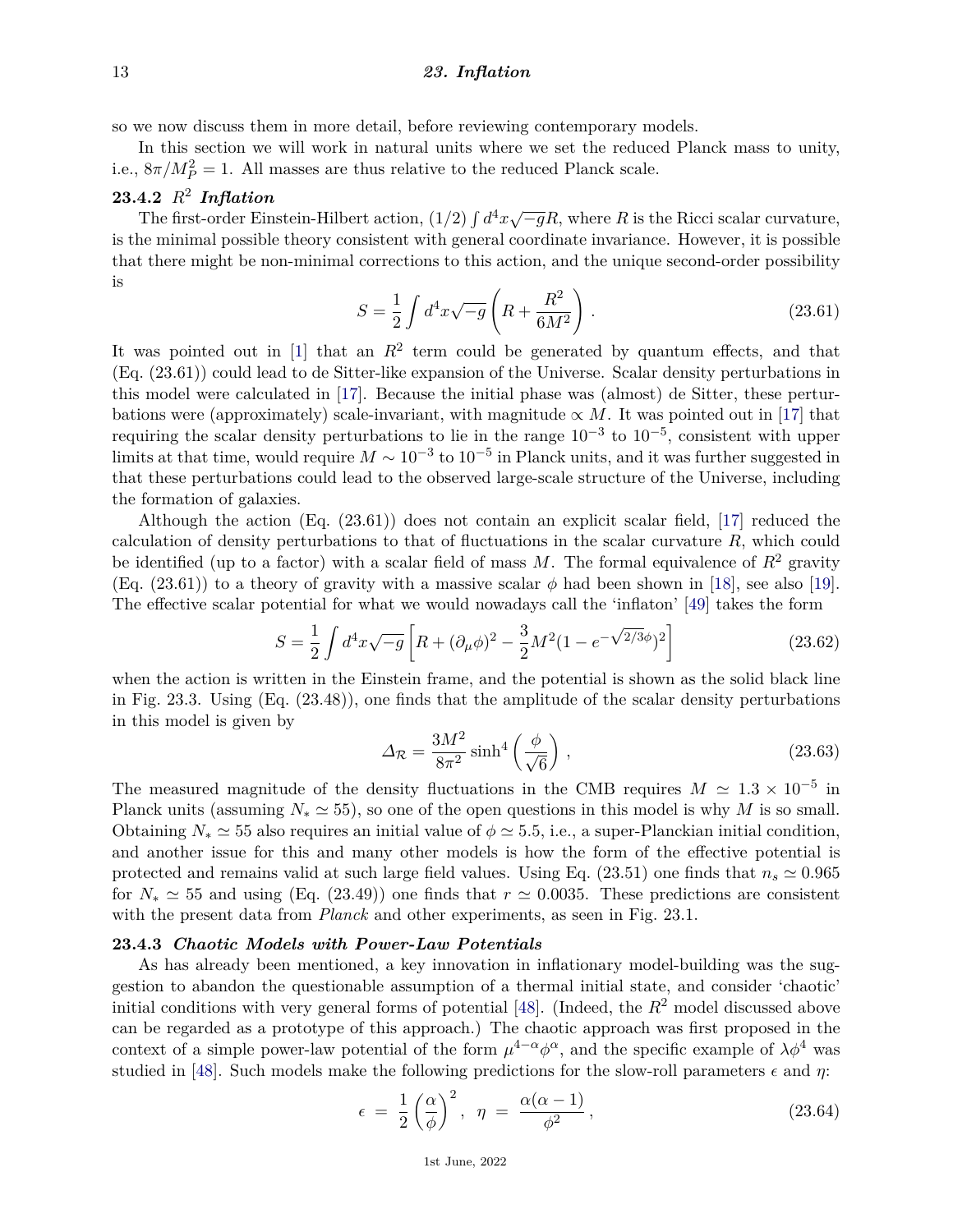so we now discuss them in more detail, before reviewing contemporary models.

In this section we will work in natural units where we set the reduced Planck mass to unity, i.e., $8\pi/M_P^2 = 1$. All masses are thus relative to the reduced Planck scale.

### 23.4.2 $R^2$ *Inflation*

The first-order Einstein-Hilbert action, $(1/2)\int d^4x\sqrt{-g}R$, where $R$ is the Ricci scalar curvature, is the minimal possible theory consistent with general coordinate invariance. However, it is possible that there might be non-minimal corrections to this action, and the unique second-order possibility is

$$S = \frac{1}{2}\int d^4x\sqrt{-g}\left(R + \frac{R^2}{6M^2}\right) . \tag{23.61}$$

It was pointed out in [1] that an $R^2$ term could be generated by quantum effects, and that (Eq. (23.61)) could lead to de Sitter-like expansion of the Universe. Scalar density perturbations in this model were calculated in [17]. Because the initial phase was (almost) de Sitter, these perturbations were (approximately) scale-invariant, with magnitude $\propto M$. It was pointed out in [17] that requiring the scalar density perturbations to lie in the range $10^{-3}$ to $10^{-5}$, consistent with upper limits at that time, would require $M \sim 10^{-3}$ to $10^{-5}$ in Planck units, and it was further suggested in that these perturbations could lead to the observed large-scale structure of the Universe, including the formation of galaxies.

Although the action (Eq. (23.61)) does not contain an explicit scalar field, [17] reduced the calculation of density perturbations to that of fluctuations in the scalar curvature $R$, which could be identified (up to a factor) with a scalar field of mass $M$. The formal equivalence of $R^2$ gravity (Eq. (23.61)) to a theory of gravity with a massive scalar $\phi$ had been shown in [18], see also [19]. The effective scalar potential for what we would nowadays call the 'inflaton' [49] takes the form

$$S = \frac{1}{2}\int d^4x\sqrt{-g}\left[R + (\partial_\mu\phi)^2 - \frac{3}{2}M^2(1 - e^{-\sqrt{2/3}\phi})^2\right] \tag{23.62}$$

when the action is written in the Einstein frame, and the potential is shown as the solid black line in Fig. 23.3. Using (Eq. (23.48)), one finds that the amplitude of the scalar density perturbations in this model is given by

$$\Delta_{\mathcal{R}} = \frac{3M^2}{8\pi^2}\sinh^4\left(\frac{\phi}{\sqrt{6}}\right) , \tag{23.63}$$

The measured magnitude of the density fluctuations in the CMB requires $M \simeq 1.3 \times 10^{-5}$ in Planck units (assuming $N_* \simeq 55$), so one of the open questions in this model is why $M$ is so small. Obtaining $N_* \simeq 55$ also requires an initial value of $\phi \simeq 5.5$, i.e., a super-Planckian initial condition, and another issue for this and many other models is how the form of the effective potential is protected and remains valid at such large field values. Using Eq. (23.51) one finds that $n_s \simeq 0.965$ for $N_* \simeq 55$ and using (Eq. (23.49)) one finds that $r \simeq 0.0035$. These predictions are consistent with the present data from *Planck* and other experiments, as seen in Fig. 23.1.

### 23.4.3 *Chaotic Models with Power-Law Potentials*

As has already been mentioned, a key innovation in inflationary model-building was the suggestion to abandon the questionable assumption of a thermal initial state, and consider 'chaotic' initial conditions with very general forms of potential [48]. (Indeed, the $R^2$ model discussed above can be regarded as a prototype of this approach.) The chaotic approach was first proposed in the context of a simple power-law potential of the form $\mu^{4-\alpha}\phi^\alpha$, and the specific example of $\lambda\phi^4$ was studied in [48]. Such models make the following predictions for the slow-roll parameters $\epsilon$ and $\eta$:

$$\epsilon \; = \; \frac{1}{2}\left(\frac{\alpha}{\phi}\right)^2 , \;\; \eta \; = \; \frac{\alpha(\alpha-1)}{\phi^2} , \tag{23.64}$$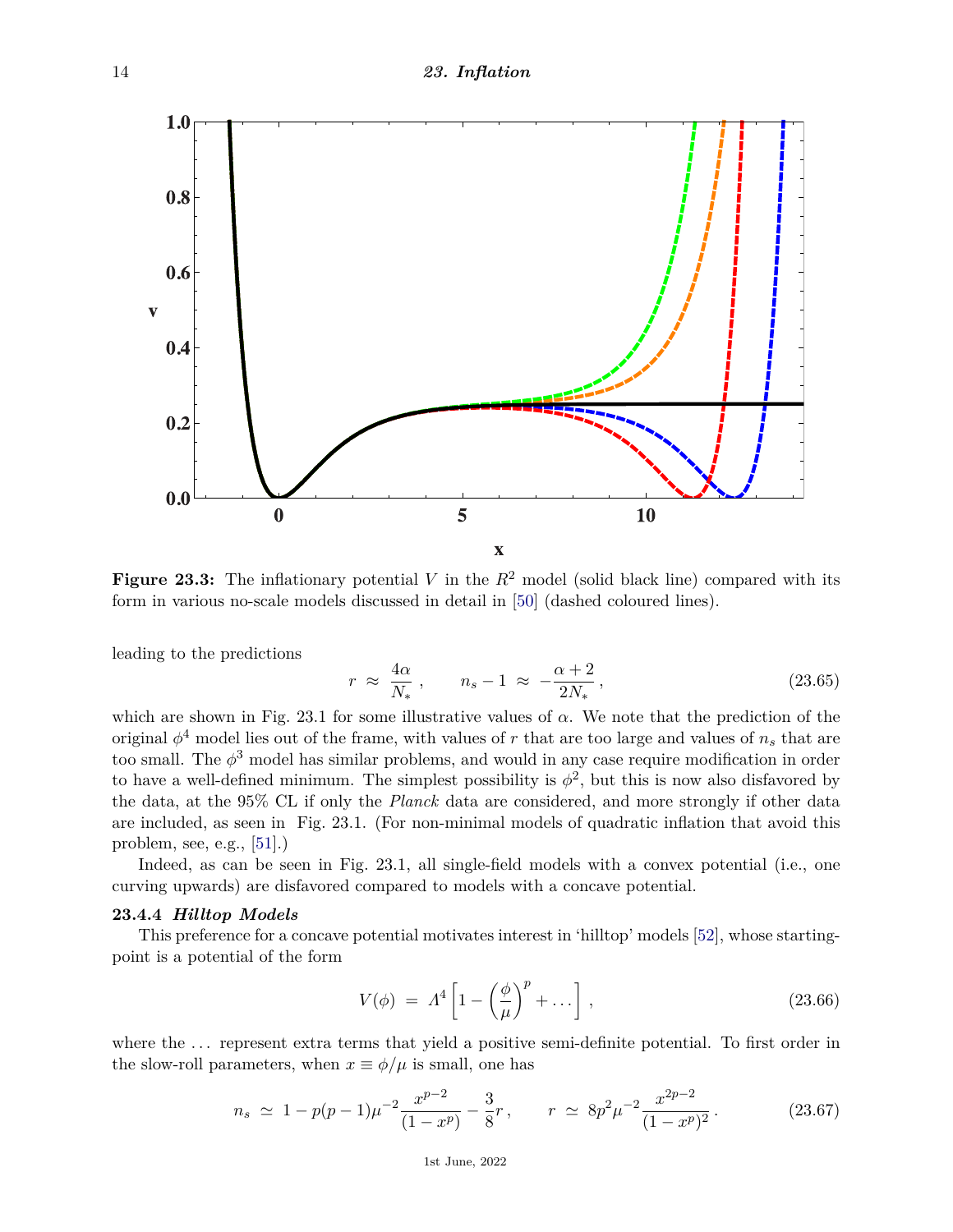**Figure 23.3:** The inflationary potential $V$ in the $R^2$ model (solid black line) compared with its form in various no-scale models discussed in detail in [50] (dashed coloured lines).

leading to the predictions

$$r \;\approx\; \frac{4\alpha}{N_*}\,, \qquad n_s - 1 \;\approx\; -\frac{\alpha+2}{2N_*}\,, \tag{23.65}$$

which are shown in Fig. 23.1 for some illustrative values of $\alpha$. We note that the prediction of the original $\phi^4$ model lies out of the frame, with values of $r$ that are too large and values of $n_s$ that are too small. The $\phi^3$ model has similar problems, and would in any case require modification in order to have a well-defined minimum. The simplest possibility is $\phi^2$, but this is now also disfavored by the data, at the 95% CL if only the *Planck* data are considered, and more strongly if other data are included, as seen in Fig. 23.1. (For non-minimal models of quadratic inflation that avoid this problem, see, e.g., [51].)

Indeed, as can be seen in Fig. 23.1, all single-field models with a convex potential (i.e., one curving upwards) are disfavored compared to models with a concave potential.

### 23.4.4 *Hilltop Models*

This preference for a concave potential motivates interest in 'hilltop' models [52], whose starting-point is a potential of the form

$$V(\phi) \;=\; \Lambda^4\left[1-\left(\frac{\phi}{\mu}\right)^p+\ldots\right]\,, \tag{23.66}$$

where the ... represent extra terms that yield a positive semi-definite potential. To first order in the slow-roll parameters, when $x \equiv \phi/\mu$ is small, one has

$$n_s \;\simeq\; 1 - p(p-1)\mu^{-2}\frac{x^{p-2}}{(1-x^p)} - \frac{3}{8}r\,, \qquad r \;\simeq\; 8p^2\mu^{-2}\frac{x^{2p-2}}{(1-x^p)^2}\,. \tag{23.67}$$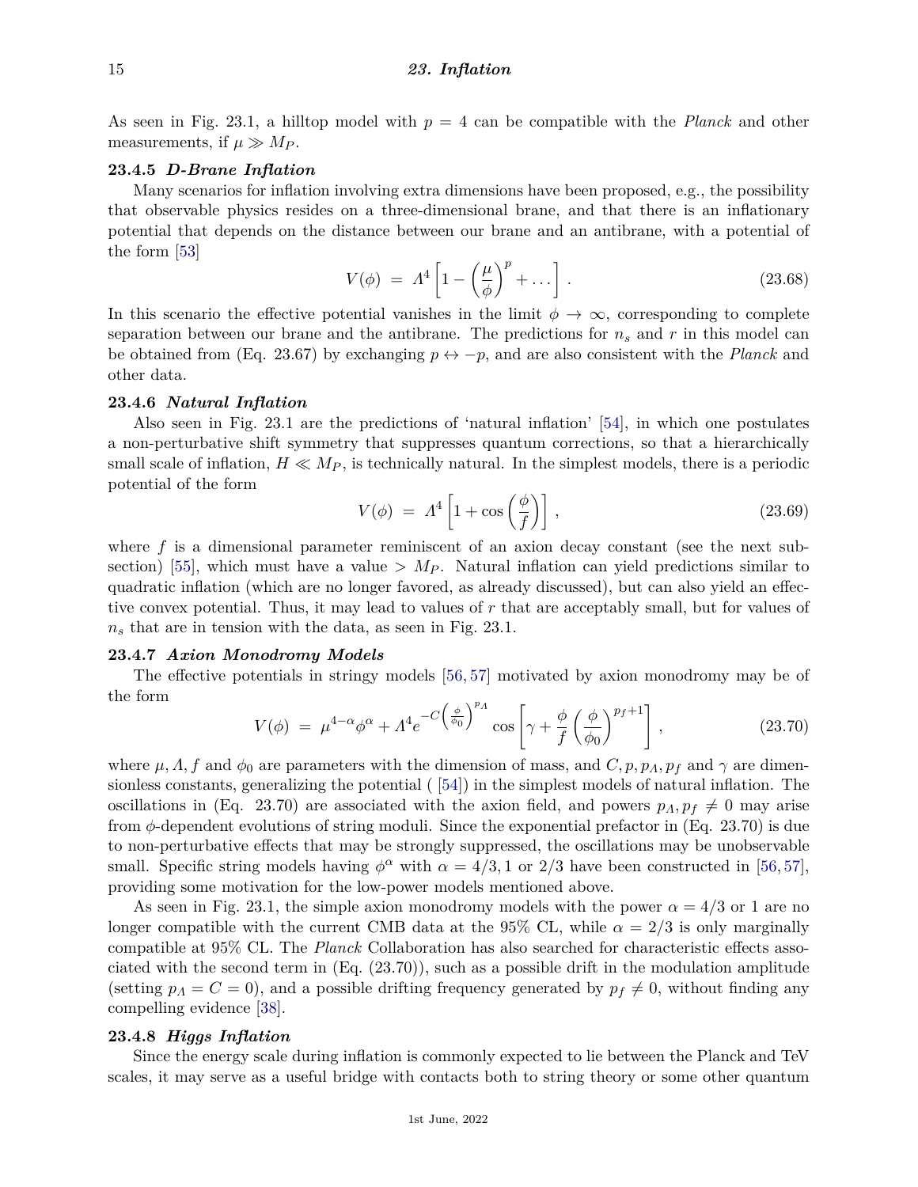As seen in Fig. 23.1, a hilltop model with $p = 4$ can be compatible with the *Planck* and other measurements, if $\mu \gg M_P$.

### 23.4.5 *D-Brane Inflation*

Many scenarios for inflation involving extra dimensions have been proposed, e.g., the possibility that observable physics resides on a three-dimensional brane, and that there is an inflationary potential that depends on the distance between our brane and an antibrane, with a potential of the form [53]

$$V(\phi) \;=\; \Lambda^4 \left[1 - \left(\frac{\mu}{\phi}\right)^p + \ldots\right] . \tag{23.68}$$

In this scenario the effective potential vanishes in the limit $\phi \to \infty$, corresponding to complete separation between our brane and the antibrane. The predictions for $n_s$ and $r$ in this model can be obtained from (Eq. 23.67) by exchanging $p \leftrightarrow -p$, and are also consistent with the *Planck* and other data.

### 23.4.6 *Natural Inflation*

Also seen in Fig. 23.1 are the predictions of 'natural inflation' [54], in which one postulates a non-perturbative shift symmetry that suppresses quantum corrections, so that a hierarchically small scale of inflation, $H \ll M_P$, is technically natural. In the simplest models, there is a periodic potential of the form

$$V(\phi) \;=\; \Lambda^4 \left[1 + \cos\left(\frac{\phi}{f}\right)\right] , \tag{23.69}$$

where $f$ is a dimensional parameter reminiscent of an axion decay constant (see the next subsection) [55], which must have a value $> M_P$. Natural inflation can yield predictions similar to quadratic inflation (which are no longer favored, as already discussed), but can also yield an effective convex potential. Thus, it may lead to values of $r$ that are acceptably small, but for values of $n_s$ that are in tension with the data, as seen in Fig. 23.1.

### 23.4.7 *Axion Monodromy Models*

The effective potentials in stringy models [56, 57] motivated by axion monodromy may be of the form

$$V(\phi) \;=\; \mu^{4-\alpha}\phi^\alpha + \Lambda^4 e^{-C\left(\frac{\phi}{\phi_0}\right)^{p_\Lambda}} \cos\left[\gamma + \frac{\phi}{f}\left(\frac{\phi}{\phi_0}\right)^{p_f+1}\right] , \tag{23.70}$$

where $\mu, \Lambda, f$ and $\phi_0$ are parameters with the dimension of mass, and $C, p, p_\Lambda, p_f$ and $\gamma$ are dimensionless constants, generalizing the potential ( [54]) in the simplest models of natural inflation. The oscillations in (Eq. 23.70) are associated with the axion field, and powers $p_\Lambda, p_f \neq 0$ may arise from $\phi$-dependent evolutions of string moduli. Since the exponential prefactor in (Eq. 23.70) is due to non-perturbative effects that may be strongly suppressed, the oscillations may be unobservable small. Specific string models having $\phi^\alpha$ with $\alpha = 4/3, 1$ or $2/3$ have been constructed in [56, 57], providing some motivation for the low-power models mentioned above.

As seen in Fig. 23.1, the simple axion monodromy models with the power $\alpha = 4/3$ or 1 are no longer compatible with the current CMB data at the 95% CL, while $\alpha = 2/3$ is only marginally compatible at 95% CL. The *Planck* Collaboration has also searched for characteristic effects associated with the second term in (Eq. (23.70)), such as a possible drift in the modulation amplitude (setting $p_\Lambda = C = 0$), and a possible drifting frequency generated by $p_f \neq 0$, without finding any compelling evidence [38].

### 23.4.8 *Higgs Inflation*

Since the energy scale during inflation is commonly expected to lie between the Planck and TeV scales, it may serve as a useful bridge with contacts both to string theory or some other quantum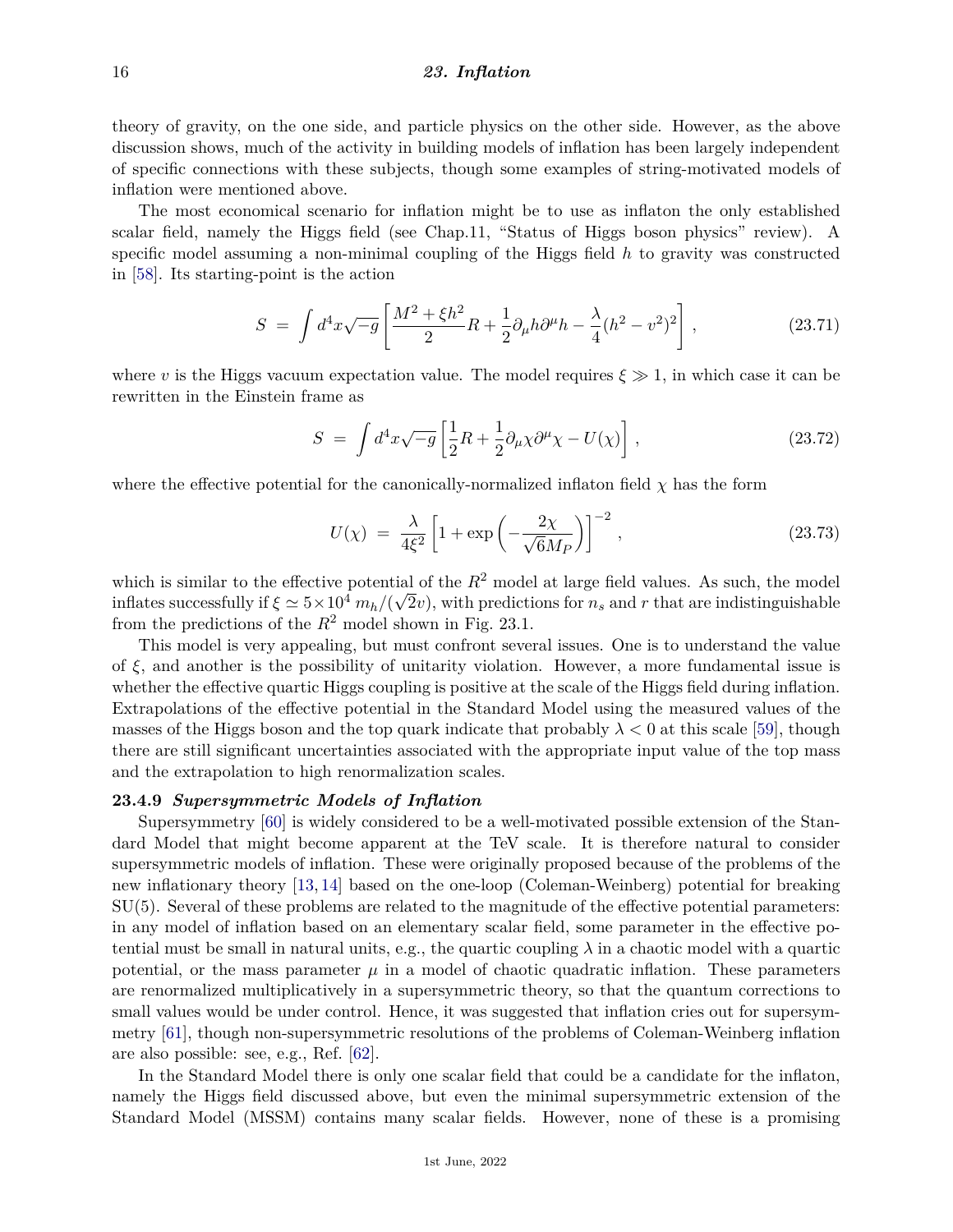theory of gravity, on the one side, and particle physics on the other side. However, as the above discussion shows, much of the activity in building models of inflation has been largely independent of specific connections with these subjects, though some examples of string-motivated models of inflation were mentioned above.

The most economical scenario for inflation might be to use as inflaton the only established scalar field, namely the Higgs field (see Chap.11, "Status of Higgs boson physics" review). A specific model assuming a non-minimal coupling of the Higgs field $h$ to gravity was constructed in [58]. Its starting-point is the action

$$S = \int d^4x\sqrt{-g}\left[\frac{M^2+\xi h^2}{2}R + \frac{1}{2}\partial_\mu h\partial^\mu h - \frac{\lambda}{4}(h^2-v^2)^2\right], \tag{23.71}$$

where $v$ is the Higgs vacuum expectation value. The model requires $\xi \gg 1$, in which case it can be rewritten in the Einstein frame as

$$S = \int d^4x\sqrt{-g}\left[\frac{1}{2}R + \frac{1}{2}\partial_\mu \chi\partial^\mu \chi - U(\chi)\right], \tag{23.72}$$

where the effective potential for the canonically-normalized inflaton field $\chi$ has the form

$$U(\chi) = \frac{\lambda}{4\xi^2}\left[1+\exp\left(-\frac{2\chi}{\sqrt{6}M_P}\right)\right]^{-2}, \tag{23.73}$$

which is similar to the effective potential of the $R^2$ model at large field values. As such, the model inflates successfully if $\xi \simeq 5\times 10^4\, m_h/(\sqrt{2}v)$, with predictions for $n_s$ and $r$ that are indistinguishable from the predictions of the $R^2$ model shown in Fig. 23.1.

This model is very appealing, but must confront several issues. One is to understand the value of $\xi$, and another is the possibility of unitarity violation. However, a more fundamental issue is whether the effective quartic Higgs coupling is positive at the scale of the Higgs field during inflation. Extrapolations of the effective potential in the Standard Model using the measured values of the masses of the Higgs boson and the top quark indicate that probably $\lambda < 0$ at this scale [59], though there are still significant uncertainties associated with the appropriate input value of the top mass and the extrapolation to high renormalization scales.

### 23.4.9 *Supersymmetric Models of Inflation*

Supersymmetry [60] is widely considered to be a well-motivated possible extension of the Standard Model that might become apparent at the TeV scale. It is therefore natural to consider supersymmetric models of inflation. These were originally proposed because of the problems of the new inflationary theory [13, 14] based on the one-loop (Coleman-Weinberg) potential for breaking SU(5). Several of these problems are related to the magnitude of the effective potential parameters: in any model of inflation based on an elementary scalar field, some parameter in the effective potential must be small in natural units, e.g., the quartic coupling $\lambda$ in a chaotic model with a quartic potential, or the mass parameter $\mu$ in a model of chaotic quadratic inflation. These parameters are renormalized multiplicatively in a supersymmetric theory, so that the quantum corrections to small values would be under control. Hence, it was suggested that inflation cries out for supersymmetry [61], though non-supersymmetric resolutions of the problems of Coleman-Weinberg inflation are also possible: see, e.g., Ref. [62].

In the Standard Model there is only one scalar field that could be a candidate for the inflaton, namely the Higgs field discussed above, but even the minimal supersymmetric extension of the Standard Model (MSSM) contains many scalar fields. However, none of these is a promising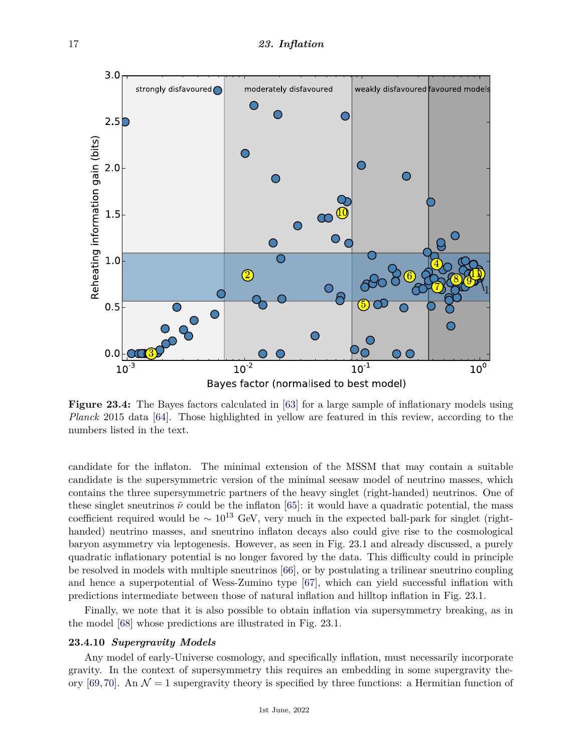**Figure 23.4:** The Bayes factors calculated in [63] for a large sample of inflationary models using *Planck* 2015 data [64]. Those highlighted in yellow are featured in this review, according to the numbers listed in the text.

candidate for the inflaton. The minimal extension of the MSSM that may contain a suitable candidate is the supersymmetric version of the minimal seesaw model of neutrino masses, which contains the three supersymmetric partners of the heavy singlet (right-handed) neutrinos. One of these singlet sneutrinos $\tilde{\nu}$ could be the inflaton [65]: it would have a quadratic potential, the mass coefficient required would be $\sim 10^{13}$ GeV, very much in the expected ball-park for singlet (right-handed) neutrino masses, and sneutrino inflaton decays also could give rise to the cosmological baryon asymmetry via leptogenesis. However, as seen in Fig. 23.1 and already discussed, a purely quadratic inflationary potential is no longer favored by the data. This difficulty could in principle be resolved in models with multiple sneutrinos [66], or by postulating a trilinear sneutrino coupling and hence a superpotential of Wess-Zumino type [67], which can yield successful inflation with predictions intermediate between those of natural inflation and hilltop inflation in Fig. 23.1.

Finally, we note that it is also possible to obtain inflation via supersymmetry breaking, as in the model [68] whose predictions are illustrated in Fig. 23.1.

### 23.4.10 *Supergravity Models*

Any model of early-Universe cosmology, and specifically inflation, must necessarily incorporate gravity. In the context of supersymmetry this requires an embedding in some supergravity theory [69, 70]. An $\mathcal{N} = 1$ supergravity theory is specified by three functions: a Hermitian function of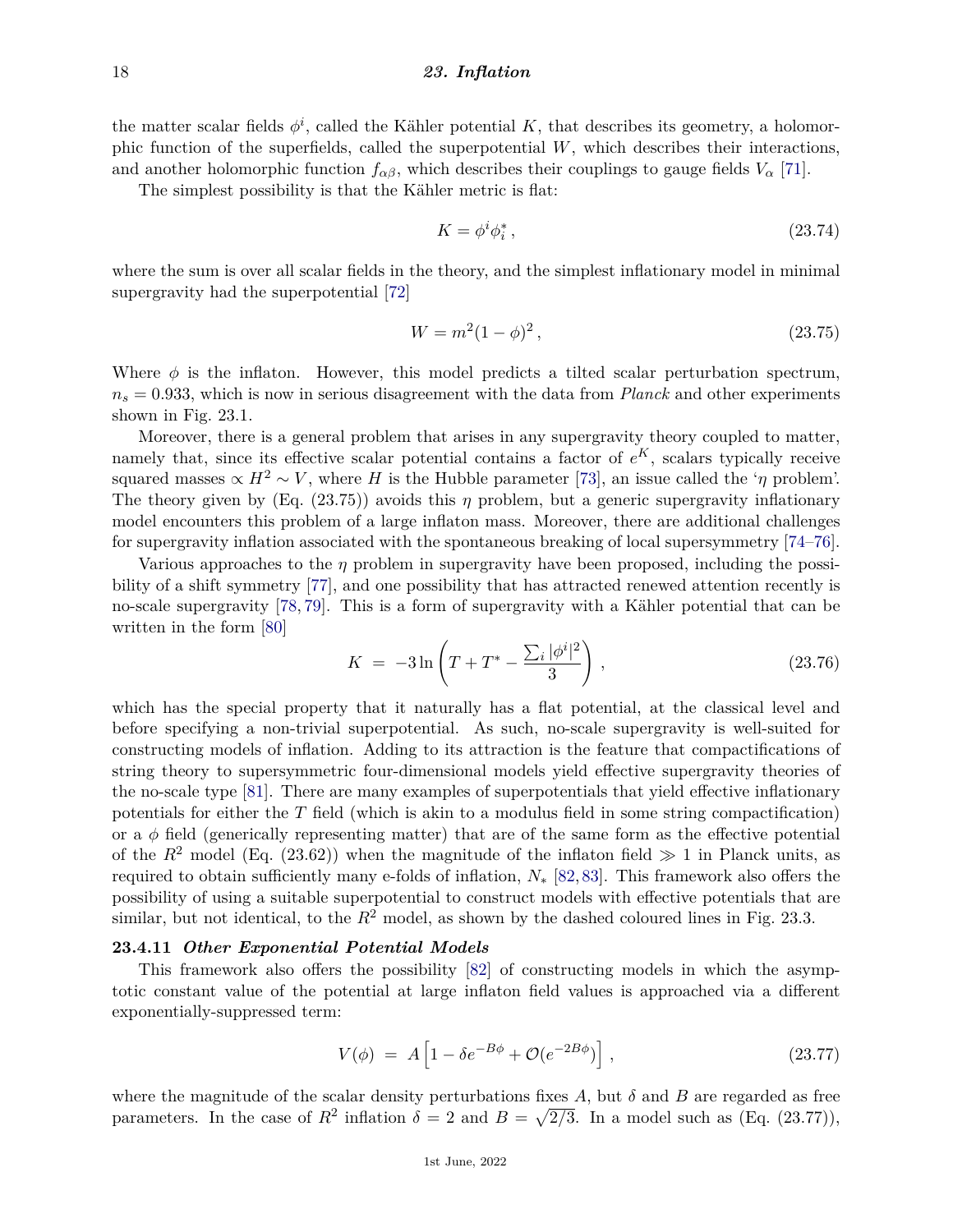the matter scalar fields $\phi^i$, called the Kähler potential $K$, that describes its geometry, a holomorphic function of the superfields, called the superpotential $W$, which describes their interactions, and another holomorphic function $f_{\alpha\beta}$, which describes their couplings to gauge fields $V_\alpha$ [71].

The simplest possibility is that the Kähler metric is flat:

$$K = \phi^i \phi_i^* \,, \tag{23.74}$$

where the sum is over all scalar fields in the theory, and the simplest inflationary model in minimal supergravity had the superpotential [72]

$$W = m^2(1-\phi)^2 \,, \tag{23.75}$$

Where $\phi$ is the inflaton. However, this model predicts a tilted scalar perturbation spectrum, $n_s = 0.933$, which is now in serious disagreement with the data from *Planck* and other experiments shown in Fig. 23.1.

Moreover, there is a general problem that arises in any supergravity theory coupled to matter, namely that, since its effective scalar potential contains a factor of $e^K$, scalars typically receive squared masses $\propto H^2 \sim V$, where $H$ is the Hubble parameter [73], an issue called the '$\eta$ problem'. The theory given by (Eq. (23.75)) avoids this $\eta$ problem, but a generic supergravity inflationary model encounters this problem of a large inflaton mass. Moreover, there are additional challenges for supergravity inflation associated with the spontaneous breaking of local supersymmetry [74–76].

Various approaches to the $\eta$ problem in supergravity have been proposed, including the possibility of a shift symmetry [77], and one possibility that has attracted renewed attention recently is no-scale supergravity [78, 79]. This is a form of supergravity with a Kähler potential that can be written in the form [80]

$$K \;=\; -3\ln\left(T + T^* - \frac{\sum_i |\phi^i|^2}{3}\right) \,, \tag{23.76}$$

which has the special property that it naturally has a flat potential, at the classical level and before specifying a non-trivial superpotential. As such, no-scale supergravity is well-suited for constructing models of inflation. Adding to its attraction is the feature that compactifications of string theory to supersymmetric four-dimensional models yield effective supergravity theories of the no-scale type [81]. There are many examples of superpotentials that yield effective inflationary potentials for either the $T$ field (which is akin to a modulus field in some string compactification) or a $\phi$ field (generically representing matter) that are of the same form as the effective potential of the $R^2$ model (Eq. (23.62)) when the magnitude of the inflaton field $\gg 1$ in Planck units, as required to obtain sufficiently many e-folds of inflation, $N_*$ [82, 83]. This framework also offers the possibility of using a suitable superpotential to construct models with effective potentials that are similar, but not identical, to the $R^2$ model, as shown by the dashed coloured lines in Fig. 23.3.

### 23.4.11 *Other Exponential Potential Models*

This framework also offers the possibility [82] of constructing models in which the asymptotic constant value of the potential at large inflaton field values is approached via a different exponentially-suppressed term:

$$V(\phi) \;=\; A\left[1 - \delta e^{-B\phi} + \mathcal{O}(e^{-2B\phi})\right] \,, \tag{23.77}$$

where the magnitude of the scalar density perturbations fixes $A$, but $\delta$ and $B$ are regarded as free parameters. In the case of $R^2$ inflation $\delta = 2$ and $B = \sqrt{2/3}$. In a model such as (Eq. (23.77)),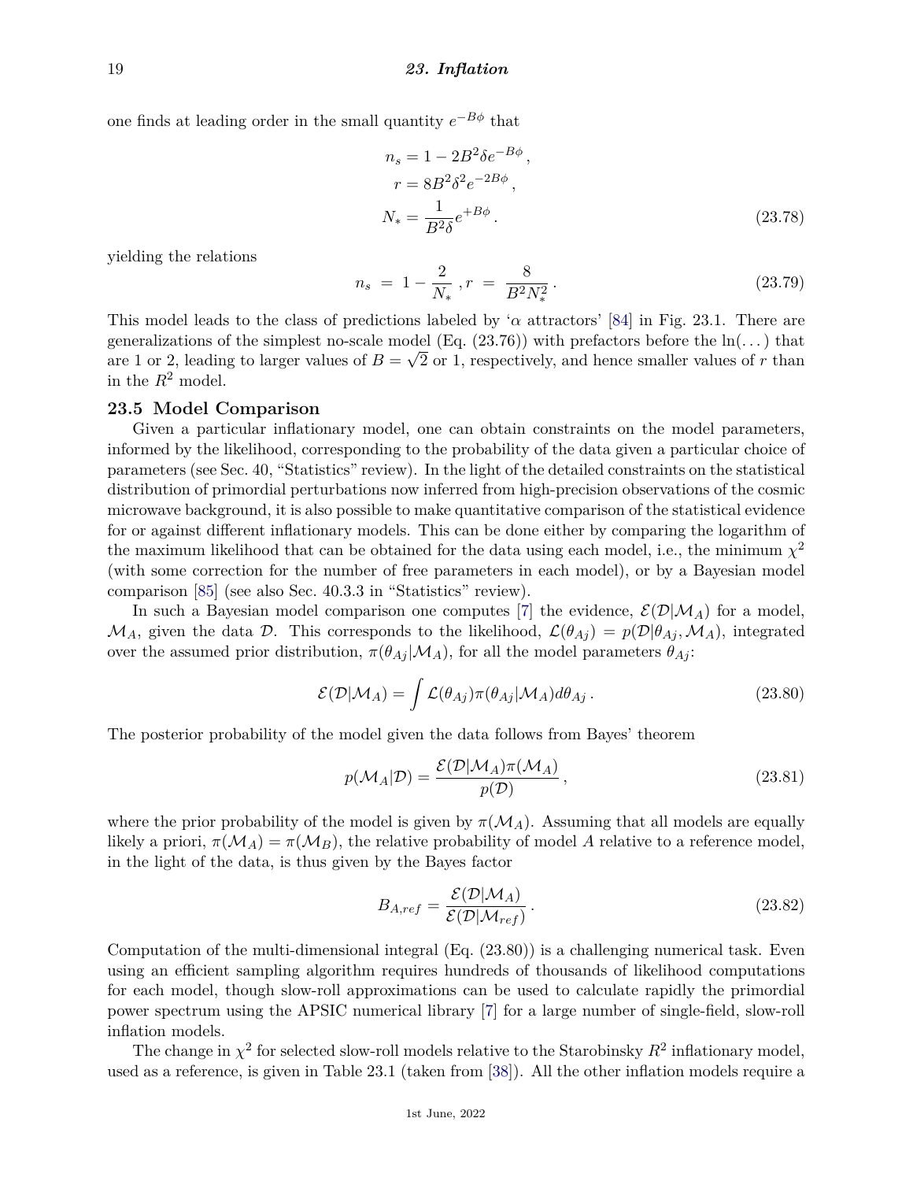one finds at leading order in the small quantity $e^{-B\phi}$ that

$$
\begin{aligned}
n_s &= 1 - 2B^2\delta e^{-B\phi}\,, \\
r &= 8B^2\delta^2 e^{-2B\phi}\,, \\
N_* &= \frac{1}{B^2\delta} e^{+B\phi}\,.
\end{aligned}
\tag{23.78}
$$

yielding the relations

$$
n_s \;=\; 1 - \frac{2}{N_*}\,, r \;=\; \frac{8}{B^2 N_*^2}\,. \tag{23.79}
$$

This model leads to the class of predictions labeled by '$\alpha$ attractors' [84] in Fig. 23.1. There are generalizations of the simplest no-scale model (Eq. (23.76)) with prefactors before the ln(...) that are 1 or 2, leading to larger values of $B = \sqrt{2}$ or 1, respectively, and hence smaller values of $r$ than in the $R^2$ model.

## 23.5 Model Comparison

Given a particular inflationary model, one can obtain constraints on the model parameters, informed by the likelihood, corresponding to the probability of the data given a particular choice of parameters (see Sec. 40, "Statistics" review). In the light of the detailed constraints on the statistical distribution of primordial perturbations now inferred from high-precision observations of the cosmic microwave background, it is also possible to make quantitative comparison of the statistical evidence for or against different inflationary models. This can be done either by comparing the logarithm of the maximum likelihood that can be obtained for the data using each model, i.e., the minimum $\chi^2$ (with some correction for the number of free parameters in each model), or by a Bayesian model comparison [85] (see also Sec. 40.3.3 in "Statistics" review).

In such a Bayesian model comparison one computes [7] the evidence, $\mathcal{E}(\mathcal{D}|\mathcal{M}_A)$ for a model, $\mathcal{M}_A$, given the data $\mathcal{D}$. This corresponds to the likelihood, $\mathcal{L}(\theta_{Aj}) = p(\mathcal{D}|\theta_{Aj}, \mathcal{M}_A)$, integrated over the assumed prior distribution, $\pi(\theta_{Aj}|\mathcal{M}_A)$, for all the model parameters $\theta_{Aj}$:

$$
\mathcal{E}(\mathcal{D}|\mathcal{M}_A) = \int \mathcal{L}(\theta_{Aj})\pi(\theta_{Aj}|\mathcal{M}_A) d\theta_{Aj}\,. \tag{23.80}
$$

The posterior probability of the model given the data follows from Bayes' theorem

$$
p(\mathcal{M}_A|\mathcal{D}) = \frac{\mathcal{E}(\mathcal{D}|\mathcal{M}_A)\pi(\mathcal{M}_A)}{p(\mathcal{D})}\,, \tag{23.81}
$$

where the prior probability of the model is given by $\pi(\mathcal{M}_A)$. Assuming that all models are equally likely a priori, $\pi(\mathcal{M}_A) = \pi(\mathcal{M}_B)$, the relative probability of model $A$ relative to a reference model, in the light of the data, is thus given by the Bayes factor

$$
B_{A,ref} = \frac{\mathcal{E}(\mathcal{D}|\mathcal{M}_A)}{\mathcal{E}(\mathcal{D}|\mathcal{M}_{ref})}\,. \tag{23.82}
$$

Computation of the multi-dimensional integral (Eq. (23.80)) is a challenging numerical task. Even using an efficient sampling algorithm requires hundreds of thousands of likelihood computations for each model, though slow-roll approximations can be used to calculate rapidly the primordial power spectrum using the APSIC numerical library [7] for a large number of single-field, slow-roll inflation models.

The change in $\chi^2$ for selected slow-roll models relative to the Starobinsky $R^2$ inflationary model, used as a reference, is given in Table 23.1 (taken from [38]). All the other inflation models require a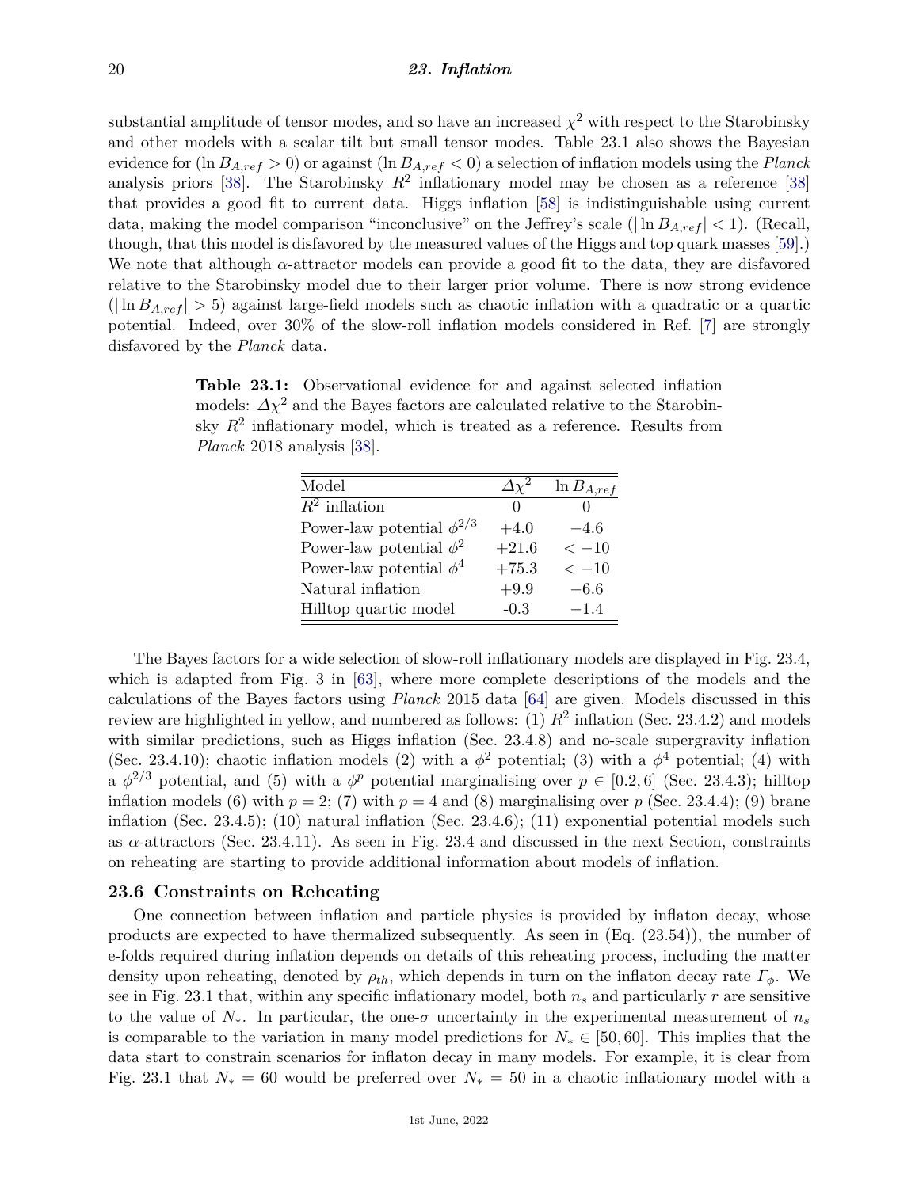substantial amplitude of tensor modes, and so have an increased $\chi^2$ with respect to the Starobinsky and other models with a scalar tilt but small tensor modes. Table 23.1 also shows the Bayesian evidence for ($\ln B_{A,ref} > 0$) or against ($\ln B_{A,ref} < 0$) a selection of inflation models using the *Planck* analysis priors [38]. The Starobinsky $R^2$ inflationary model may be chosen as a reference [38] that provides a good fit to current data. Higgs inflation [58] is indistinguishable using current data, making the model comparison "inconclusive" on the Jeffrey's scale ($|\ln B_{A,ref}| < 1$). (Recall, though, that this model is disfavored by the measured values of the Higgs and top quark masses [59].) We note that although $\alpha$-attractor models can provide a good fit to the data, they are disfavored relative to the Starobinsky model due to their larger prior volume. There is now strong evidence ($|\ln B_{A,ref}| > 5$) against large-field models such as chaotic inflation with a quadratic or a quartic potential. Indeed, over 30% of the slow-roll inflation models considered in Ref. [7] are strongly disfavored by the *Planck* data.

**Table 23.1:** Observational evidence for and against selected inflation models: $\Delta\chi^2$ and the Bayes factors are calculated relative to the Starobinsky $R^2$ inflationary model, which is treated as a reference. Results from *Planck* 2018 analysis [38].

| Model | $\Delta\chi^2$ | $\ln B_{A,ref}$ |
|---|---|---|
| $R^2$ inflation | 0 | 0 |
| Power-law potential $\phi^{2/3}$ | +4.0 | −4.6 |
| Power-law potential $\phi^2$ | +21.6 | $< -10$ |
| Power-law potential $\phi^4$ | +75.3 | $< -10$ |
| Natural inflation | +9.9 | −6.6 |
| Hilltop quartic model | -0.3 | −1.4 |

The Bayes factors for a wide selection of slow-roll inflationary models are displayed in Fig. 23.4, which is adapted from Fig. 3 in [63], where more complete descriptions of the models and the calculations of the Bayes factors using *Planck* 2015 data [64] are given. Models discussed in this review are highlighted in yellow, and numbered as follows: (1) $R^2$ inflation (Sec. 23.4.2) and models with similar predictions, such as Higgs inflation (Sec. 23.4.8) and no-scale supergravity inflation (Sec. 23.4.10); chaotic inflation models (2) with a $\phi^2$ potential; (3) with a $\phi^4$ potential; (4) with a $\phi^{2/3}$ potential, and (5) with a $\phi^p$ potential marginalising over $p \in [0.2, 6]$ (Sec. 23.4.3); hilltop inflation models (6) with $p = 2$; (7) with $p = 4$ and (8) marginalising over $p$ (Sec. 23.4.4); (9) brane inflation (Sec. 23.4.5); (10) natural inflation (Sec. 23.4.6); (11) exponential potential models such as $\alpha$-attractors (Sec. 23.4.11). As seen in Fig. 23.4 and discussed in the next Section, constraints on reheating are starting to provide additional information about models of inflation.

## 23.6 Constraints on Reheating

One connection between inflation and particle physics is provided by inflaton decay, whose products are expected to have thermalized subsequently. As seen in (Eq. (23.54)), the number of e-folds required during inflation depends on details of this reheating process, including the matter density upon reheating, denoted by $\rho_{th}$, which depends in turn on the inflaton decay rate $\Gamma_\phi$. We see in Fig. 23.1 that, within any specific inflationary model, both $n_s$ and particularly $r$ are sensitive to the value of $N_*$. In particular, the one-$\sigma$ uncertainty in the experimental measurement of $n_s$ is comparable to the variation in many model predictions for $N_* \in [50, 60]$. This implies that the data start to constrain scenarios for inflaton decay in many models. For example, it is clear from Fig. 23.1 that $N_* = 60$ would be preferred over $N_* = 50$ in a chaotic inflationary model with a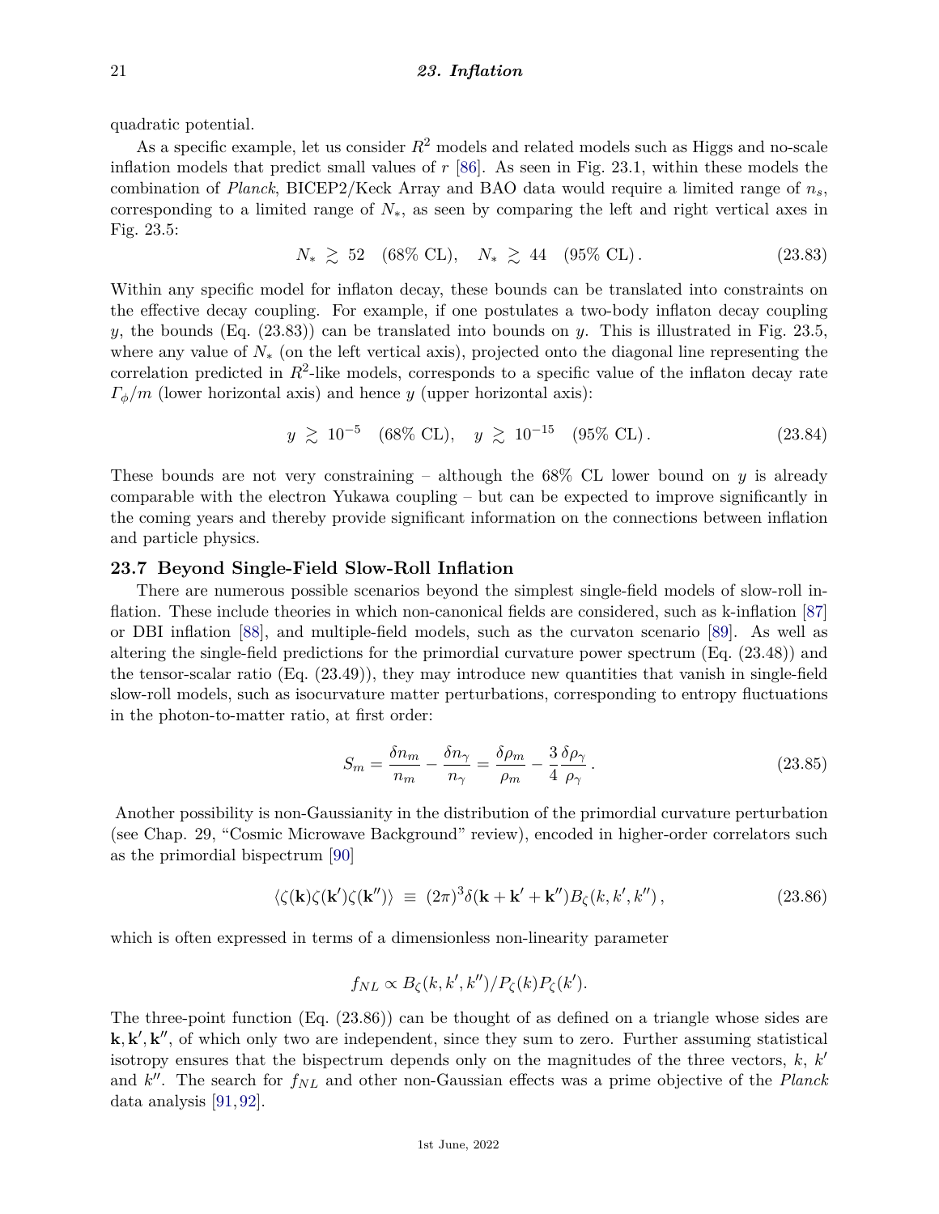quadratic potential.

As a specific example, let us consider $R^2$ models and related models such as Higgs and no-scale inflation models that predict small values of $r$ [86]. As seen in Fig. 23.1, within these models the combination of *Planck*, BICEP2/Keck Array and BAO data would require a limited range of $n_s$, corresponding to a limited range of $N_*$, as seen by comparing the left and right vertical axes in Fig. 23.5:

$$N_* \gtrsim 52 \quad (68\% \text{ CL}), \quad N_* \gtrsim 44 \quad (95\% \text{ CL}). \tag{23.83}$$

Within any specific model for inflaton decay, these bounds can be translated into constraints on the effective decay coupling. For example, if one postulates a two-body inflaton decay coupling $y$, the bounds (Eq. (23.83)) can be translated into bounds on $y$. This is illustrated in Fig. 23.5, where any value of $N_*$ (on the left vertical axis), projected onto the diagonal line representing the correlation predicted in $R^2$-like models, corresponds to a specific value of the inflaton decay rate $\Gamma_\phi/m$ (lower horizontal axis) and hence $y$ (upper horizontal axis):

$$y \gtrsim 10^{-5} \quad (68\% \text{ CL}), \quad y \gtrsim 10^{-15} \quad (95\% \text{ CL}). \tag{23.84}$$

These bounds are not very constraining – although the 68% CL lower bound on $y$ is already comparable with the electron Yukawa coupling – but can be expected to improve significantly in the coming years and thereby provide significant information on the connections between inflation and particle physics.

## 23.7 Beyond Single-Field Slow-Roll Inflation

There are numerous possible scenarios beyond the simplest single-field models of slow-roll inflation. These include theories in which non-canonical fields are considered, such as k-inflation [87] or DBI inflation [88], and multiple-field models, such as the curvaton scenario [89]. As well as altering the single-field predictions for the primordial curvature power spectrum (Eq. (23.48)) and the tensor-scalar ratio (Eq. (23.49)), they may introduce new quantities that vanish in single-field slow-roll models, such as isocurvature matter perturbations, corresponding to entropy fluctuations in the photon-to-matter ratio, at first order:

$$S_m = \frac{\delta n_m}{n_m} - \frac{\delta n_\gamma}{n_\gamma} = \frac{\delta \rho_m}{\rho_m} - \frac{3}{4}\frac{\delta \rho_\gamma}{\rho_\gamma}. \tag{23.85}$$

Another possibility is non-Gaussianity in the distribution of the primordial curvature perturbation (see Chap. 29, "Cosmic Microwave Background" review), encoded in higher-order correlators such as the primordial bispectrum [90]

$$\langle \zeta(\mathbf{k})\zeta(\mathbf{k}')\zeta(\mathbf{k}'')\rangle \equiv (2\pi)^3 \delta(\mathbf{k}+\mathbf{k}'+\mathbf{k}'') B_\zeta(k,k',k''), \tag{23.86}$$

which is often expressed in terms of a dimensionless non-linearity parameter

$$f_{NL} \propto B_\zeta(k,k',k'')/P_\zeta(k)P_\zeta(k').$$

The three-point function (Eq. (23.86)) can be thought of as defined on a triangle whose sides are $\mathbf{k}, \mathbf{k}', \mathbf{k}''$, of which only two are independent, since they sum to zero. Further assuming statistical isotropy ensures that the bispectrum depends only on the magnitudes of the three vectors, $k$, $k'$ and $k''$. The search for $f_{NL}$ and other non-Gaussian effects was a prime objective of the *Planck* data analysis [91,92].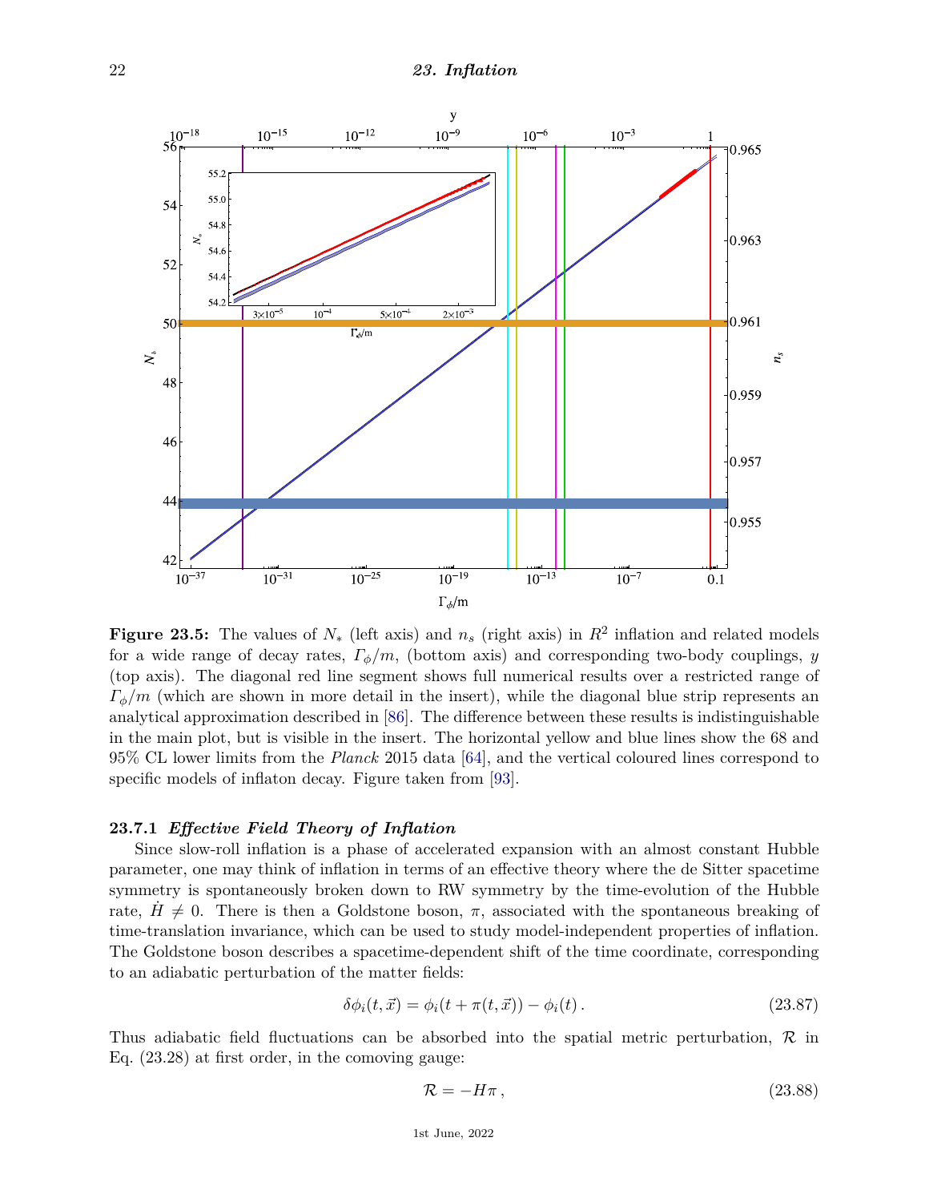**Figure 23.5:** The values of $N_*$ (left axis) and $n_s$ (right axis) in $R^2$ inflation and related models for a wide range of decay rates, $\Gamma_\phi/m$, (bottom axis) and corresponding two-body couplings, $y$ (top axis). The diagonal red line segment shows full numerical results over a restricted range of $\Gamma_\phi/m$ (which are shown in more detail in the insert), while the diagonal blue strip represents an analytical approximation described in [86]. The difference between these results is indistinguishable in the main plot, but is visible in the insert. The horizontal yellow and blue lines show the 68 and 95% CL lower limits from the *Planck* 2015 data [64], and the vertical coloured lines correspond to specific models of inflaton decay. Figure taken from [93].

### 23.7.1 *Effective Field Theory of Inflation*

Since slow-roll inflation is a phase of accelerated expansion with an almost constant Hubble parameter, one may think of inflation in terms of an effective theory where the de Sitter spacetime symmetry is spontaneously broken down to RW symmetry by the time-evolution of the Hubble rate, $\dot{H} \neq 0$. There is then a Goldstone boson, $\pi$, associated with the spontaneous breaking of time-translation invariance, which can be used to study model-independent properties of inflation. The Goldstone boson describes a spacetime-dependent shift of the time coordinate, corresponding to an adiabatic perturbation of the matter fields:

$$\delta\phi_i(t, \vec{x}) = \phi_i(t + \pi(t, \vec{x})) - \phi_i(t) \,. \tag{23.87}$$

Thus adiabatic field fluctuations can be absorbed into the spatial metric perturbation, $\mathcal{R}$ in Eq. (23.28) at first order, in the comoving gauge:

$$\mathcal{R} = -H\pi \,, \tag{23.88}$$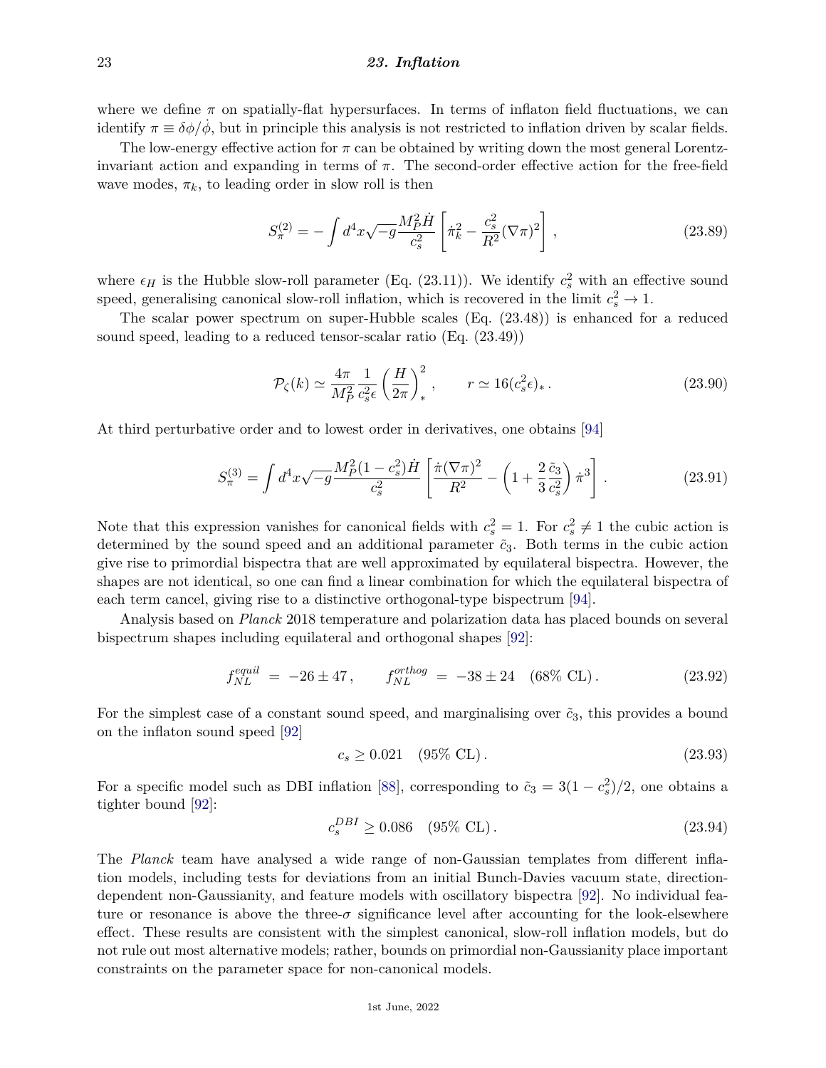where we define $\pi$ on spatially-flat hypersurfaces. In terms of inflaton field fluctuations, we can identify $\pi \equiv \delta\phi/\dot{\phi}$, but in principle this analysis is not restricted to inflation driven by scalar fields.

The low-energy effective action for $\pi$ can be obtained by writing down the most general Lorentz-invariant action and expanding in terms of $\pi$. The second-order effective action for the free-field wave modes, $\pi_k$, to leading order in slow roll is then

$$S_\pi^{(2)} = -\int d^4x\sqrt{-g}\frac{M_P^2\dot{H}}{c_s^2}\left[\dot{\pi}_k^2 - \frac{c_s^2}{R^2}(\nabla\pi)^2\right], \tag{23.89}$$

where $\epsilon_H$ is the Hubble slow-roll parameter (Eq. (23.11)). We identify $c_s^2$ with an effective sound speed, generalising canonical slow-roll inflation, which is recovered in the limit $c_s^2 \to 1$.

The scalar power spectrum on super-Hubble scales (Eq. (23.48)) is enhanced for a reduced sound speed, leading to a reduced tensor-scalar ratio (Eq. (23.49))

$$\mathcal{P}_\zeta(k) \simeq \frac{4\pi}{M_P^2}\frac{1}{c_s^2\epsilon}\left(\frac{H}{2\pi}\right)_*^2, \qquad r \simeq 16(c_s^2\epsilon)_*. \tag{23.90}$$

At third perturbative order and to lowest order in derivatives, one obtains [94]

$$S_\pi^{(3)} = \int d^4x\sqrt{-g}\frac{M_P^2(1-c_s^2)\dot{H}}{c_s^2}\left[\frac{\dot{\pi}(\nabla\pi)^2}{R^2} - \left(1+\frac{2}{3}\frac{\tilde{c}_3}{c_s^2}\right)\dot{\pi}^3\right]. \tag{23.91}$$

Note that this expression vanishes for canonical fields with $c_s^2 = 1$. For $c_s^2 \neq 1$ the cubic action is determined by the sound speed and an additional parameter $\tilde{c}_3$. Both terms in the cubic action give rise to primordial bispectra that are well approximated by equilateral bispectra. However, the shapes are not identical, so one can find a linear combination for which the equilateral bispectra of each term cancel, giving rise to a distinctive orthogonal-type bispectrum [94].

Analysis based on *Planck* 2018 temperature and polarization data has placed bounds on several bispectrum shapes including equilateral and orthogonal shapes [92]:

$$f_{NL}^{equil} = -26 \pm 47\,, \qquad f_{NL}^{orthog} = -38 \pm 24 \quad (68\%\ \text{CL})\,. \tag{23.92}$$

For the simplest case of a constant sound speed, and marginalising over $\tilde{c}_3$, this provides a bound on the inflaton sound speed [92]

$$c_s \geq 0.021 \quad (95\%\ \text{CL})\,. \tag{23.93}$$

For a specific model such as DBI inflation [88], corresponding to $\tilde{c}_3 = 3(1-c_s^2)/2$, one obtains a tighter bound [92]:

$$c_s^{DBI} \geq 0.086 \quad (95\%\ \text{CL})\,. \tag{23.94}$$

The *Planck* team have analysed a wide range of non-Gaussian templates from different inflation models, including tests for deviations from an initial Bunch-Davies vacuum state, direction-dependent non-Gaussianity, and feature models with oscillatory bispectra [92]. No individual feature or resonance is above the three-$\sigma$ significance level after accounting for the look-elsewhere effect. These results are consistent with the simplest canonical, slow-roll inflation models, but do not rule out most alternative models; rather, bounds on primordial non-Gaussianity place important constraints on the parameter space for non-canonical models.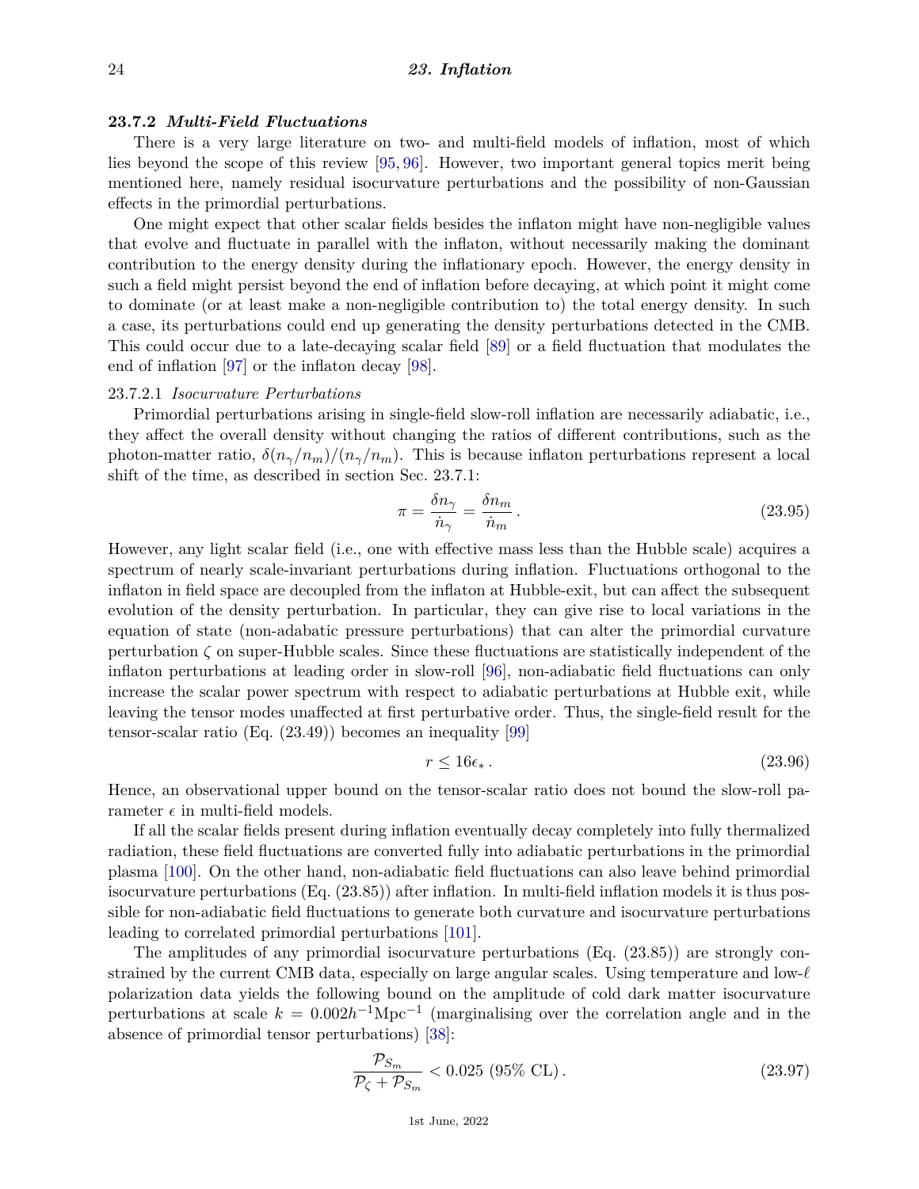### 23.7.2 *Multi-Field Fluctuations*

There is a very large literature on two- and multi-field models of inflation, most of which lies beyond the scope of this review [95, 96]. However, two important general topics merit being mentioned here, namely residual isocurvature perturbations and the possibility of non-Gaussian effects in the primordial perturbations.

One might expect that other scalar fields besides the inflaton might have non-negligible values that evolve and fluctuate in parallel with the inflaton, without necessarily making the dominant contribution to the energy density during the inflationary epoch. However, the energy density in such a field might persist beyond the end of inflation before decaying, at which point it might come to dominate (or at least make a non-negligible contribution to) the total energy density. In such a case, its perturbations could end up generating the density perturbations detected in the CMB. This could occur due to a late-decaying scalar field [89] or a field fluctuation that modulates the end of inflation [97] or the inflaton decay [98].

#### 23.7.2.1 *Isocurvature Perturbations*

Primordial perturbations arising in single-field slow-roll inflation are necessarily adiabatic, i.e., they affect the overall density without changing the ratios of different contributions, such as the photon-matter ratio, $\delta(n_\gamma/n_m)/(n_\gamma/n_m)$. This is because inflaton perturbations represent a local shift of the time, as described in section Sec. 23.7.1:

$$\pi = \frac{\delta n_\gamma}{\dot{n}_\gamma} = \frac{\delta n_m}{\dot{n}_m}\,. \tag{23.95}$$

However, any light scalar field (i.e., one with effective mass less than the Hubble scale) acquires a spectrum of nearly scale-invariant perturbations during inflation. Fluctuations orthogonal to the inflaton in field space are decoupled from the inflaton at Hubble-exit, but can affect the subsequent evolution of the density perturbation. In particular, they can give rise to local variations in the equation of state (non-adabatic pressure perturbations) that can alter the primordial curvature perturbation $\zeta$ on super-Hubble scales. Since these fluctuations are statistically independent of the inflaton perturbations at leading order in slow-roll [96], non-adiabatic field fluctuations can only increase the scalar power spectrum with respect to adiabatic perturbations at Hubble exit, while leaving the tensor modes unaffected at first perturbative order. Thus, the single-field result for the tensor-scalar ratio (Eq. (23.49)) becomes an inequality [99]

$$r \leq 16\epsilon_*\,. \tag{23.96}$$

Hence, an observational upper bound on the tensor-scalar ratio does not bound the slow-roll parameter $\epsilon$ in multi-field models.

If all the scalar fields present during inflation eventually decay completely into fully thermalized radiation, these field fluctuations are converted fully into adiabatic perturbations in the primordial plasma [100]. On the other hand, non-adiabatic field fluctuations can also leave behind primordial isocurvature perturbations (Eq. (23.85)) after inflation. In multi-field inflation models it is thus possible for non-adiabatic field fluctuations to generate both curvature and isocurvature perturbations leading to correlated primordial perturbations [101].

The amplitudes of any primordial isocurvature perturbations (Eq. (23.85)) are strongly constrained by the current CMB data, especially on large angular scales. Using temperature and low-$\ell$ polarization data yields the following bound on the amplitude of cold dark matter isocurvature perturbations at scale $k = 0.002h^{-1}\text{Mpc}^{-1}$ (marginalising over the correlation angle and in the absence of primordial tensor perturbations) [38]:

$$\frac{\mathcal{P}_{S_m}}{\mathcal{P}_\zeta + \mathcal{P}_{S_m}} < 0.025 \text{ (95\% CL)}\,. \tag{23.97}$$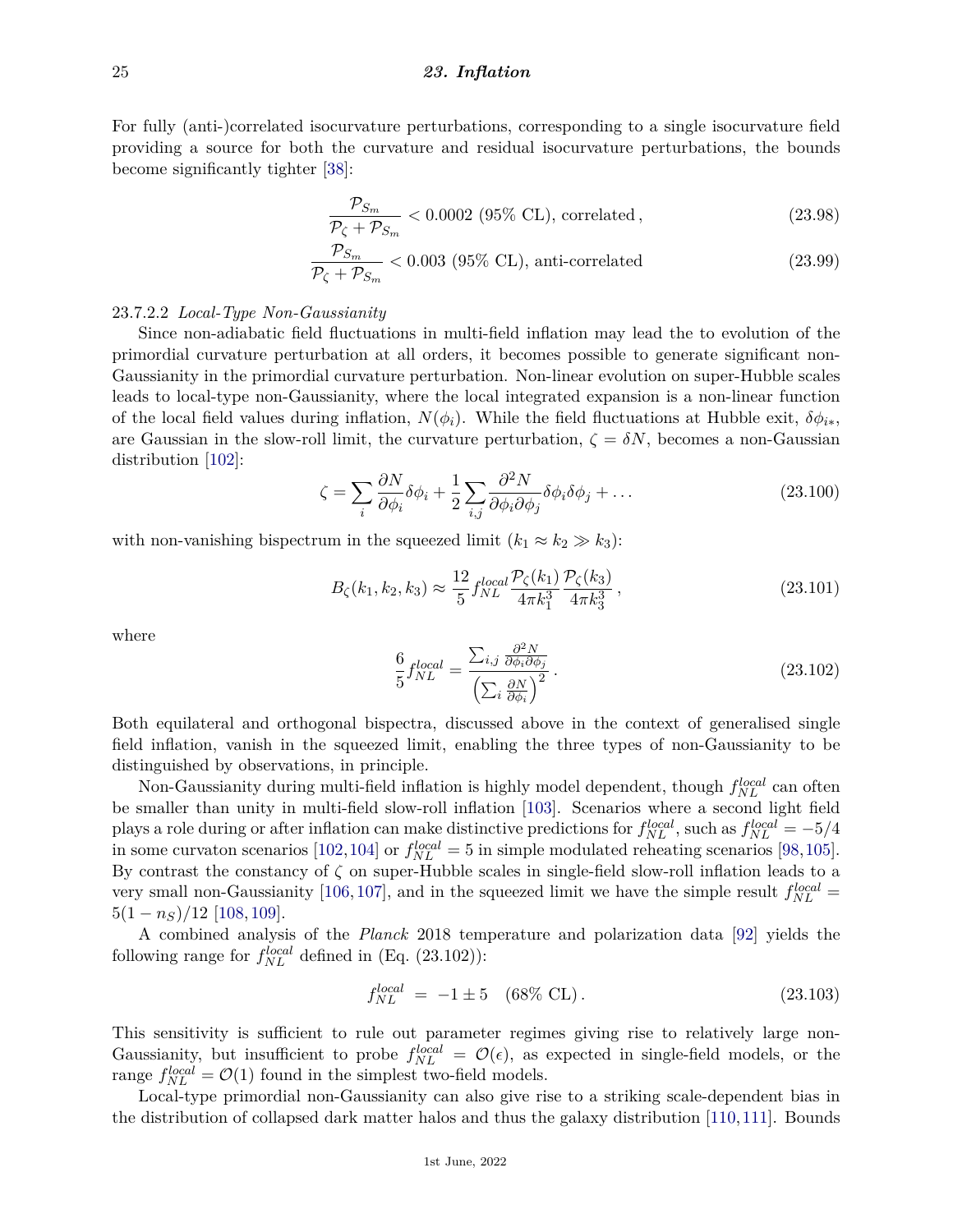For fully (anti-)correlated isocurvature perturbations, corresponding to a single isocurvature field providing a source for both the curvature and residual isocurvature perturbations, the bounds become significantly tighter [38]:

$$\frac{\mathcal{P}_{S_m}}{\mathcal{P}_\zeta + \mathcal{P}_{S_m}} < 0.0002 \text{ (95\% CL), correlated}\,, \tag{23.98}$$

$$\frac{\mathcal{P}_{S_m}}{\mathcal{P}_\zeta + \mathcal{P}_{S_m}} < 0.003 \text{ (95\% CL), anti-correlated} \tag{23.99}$$

#### 23.7.2.2 *Local-Type Non-Gaussianity*

Since non-adiabatic field fluctuations in multi-field inflation may lead the to evolution of the primordial curvature perturbation at all orders, it becomes possible to generate significant non-Gaussianity in the primordial curvature perturbation. Non-linear evolution on super-Hubble scales leads to local-type non-Gaussianity, where the local integrated expansion is a non-linear function of the local field values during inflation, $N(\phi_i)$. While the field fluctuations at Hubble exit, $\delta\phi_{i*}$, are Gaussian in the slow-roll limit, the curvature perturbation, $\zeta = \delta N$, becomes a non-Gaussian distribution [102]:

$$\zeta = \sum_i \frac{\partial N}{\partial \phi_i}\delta\phi_i + \frac{1}{2}\sum_{i,j}\frac{\partial^2 N}{\partial\phi_i\partial\phi_j}\delta\phi_i\delta\phi_j + \ldots \tag{23.100}$$

with non-vanishing bispectrum in the squeezed limit ($k_1 \approx k_2 \gg k_3$):

$$B_\zeta(k_1,k_2,k_3) \approx \frac{12}{5} f_{NL}^{local} \frac{\mathcal{P}_\zeta(k_1)}{4\pi k_1^3}\frac{\mathcal{P}_\zeta(k_3)}{4\pi k_3^3}\,, \tag{23.101}$$

where

$$\frac{6}{5} f_{NL}^{local} = \frac{\sum_{i,j}\frac{\partial^2 N}{\partial\phi_i\partial\phi_j}}{\left(\sum_i \frac{\partial N}{\partial\phi_i}\right)^2}\,. \tag{23.102}$$

Both equilateral and orthogonal bispectra, discussed above in the context of generalised single field inflation, vanish in the squeezed limit, enabling the three types of non-Gaussianity to be distinguished by observations, in principle.

Non-Gaussianity during multi-field inflation is highly model dependent, though $f_{NL}^{local}$ can often be smaller than unity in multi-field slow-roll inflation [103]. Scenarios where a second light field plays a role during or after inflation can make distinctive predictions for $f_{NL}^{local}$, such as $f_{NL}^{local} = -5/4$ in some curvaton scenarios [102,104] or $f_{NL}^{local} = 5$ in simple modulated reheating scenarios [98,105]. By contrast the constancy of $\zeta$ on super-Hubble scales in single-field slow-roll inflation leads to a very small non-Gaussianity [106,107], and in the squeezed limit we have the simple result $f_{NL}^{local} = 5(1-n_S)/12$ [108,109].

A combined analysis of the *Planck* 2018 temperature and polarization data [92] yields the following range for $f_{NL}^{local}$ defined in (Eq. (23.102)):

$$f_{NL}^{local} \;=\; -1 \pm 5 \quad \text{(68\% CL)}\,. \tag{23.103}$$

This sensitivity is sufficient to rule out parameter regimes giving rise to relatively large non-Gaussianity, but insufficient to probe $f_{NL}^{local} = \mathcal{O}(\epsilon)$, as expected in single-field models, or the range $f_{NL}^{local} = \mathcal{O}(1)$ found in the simplest two-field models.

Local-type primordial non-Gaussianity can also give rise to a striking scale-dependent bias in the distribution of collapsed dark matter halos and thus the galaxy distribution [110,111]. Bounds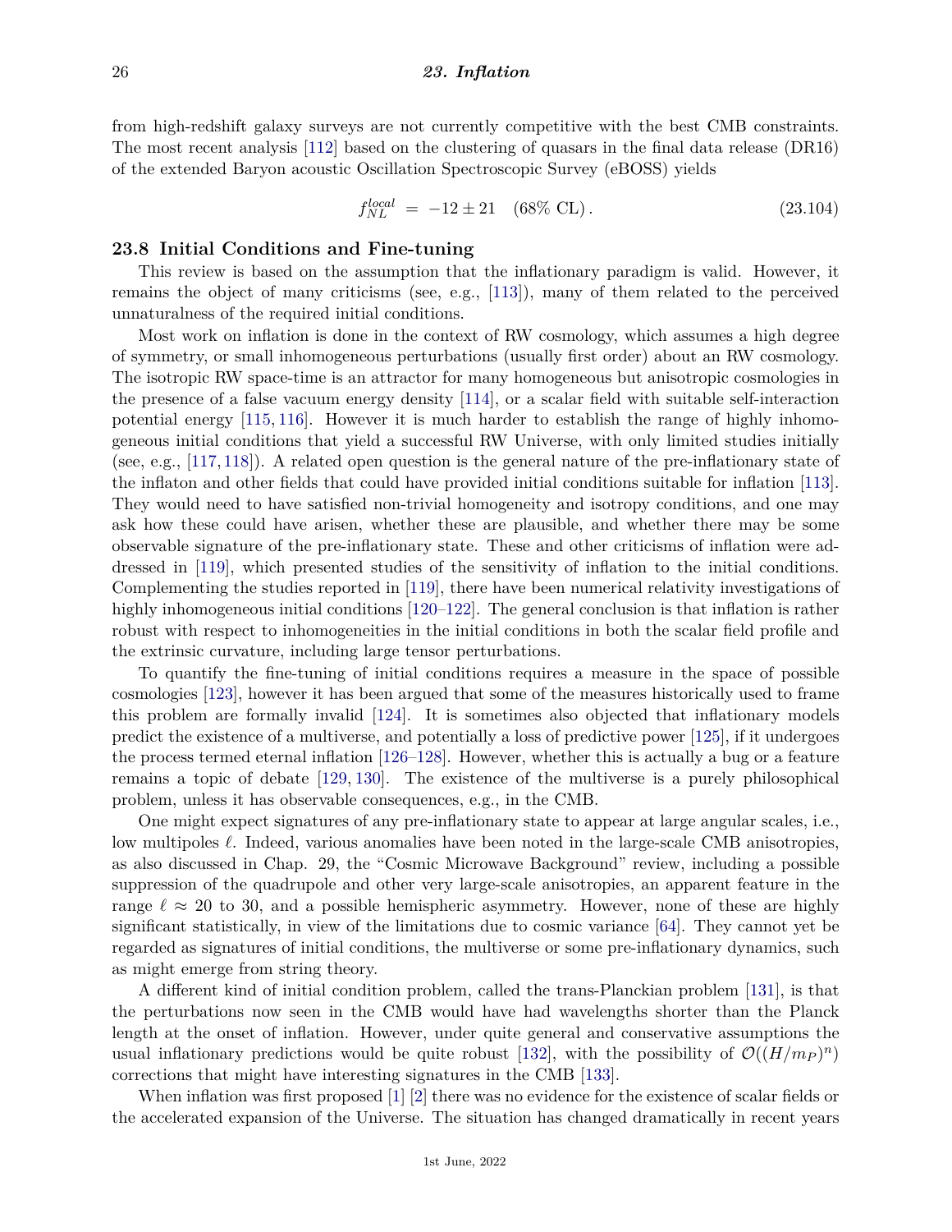from high-redshift galaxy surveys are not currently competitive with the best CMB constraints. The most recent analysis [112] based on the clustering of quasars in the final data release (DR16) of the extended Baryon acoustic Oscillation Spectroscopic Survey (eBOSS) yields

$$f_{NL}^{local} \;=\; -12 \pm 21 \quad (68\%\ \text{CL})\,. \tag{23.104}$$

## 23.8 Initial Conditions and Fine-tuning

This review is based on the assumption that the inflationary paradigm is valid. However, it remains the object of many criticisms (see, e.g., [113]), many of them related to the perceived unnaturalness of the required initial conditions.

Most work on inflation is done in the context of RW cosmology, which assumes a high degree of symmetry, or small inhomogeneous perturbations (usually first order) about an RW cosmology. The isotropic RW space-time is an attractor for many homogeneous but anisotropic cosmologies in the presence of a false vacuum energy density [114], or a scalar field with suitable self-interaction potential energy [115, 116]. However it is much harder to establish the range of highly inhomogeneous initial conditions that yield a successful RW Universe, with only limited studies initially (see, e.g., [117, 118]). A related open question is the general nature of the pre-inflationary state of the inflaton and other fields that could have provided initial conditions suitable for inflation [113]. They would need to have satisfied non-trivial homogeneity and isotropy conditions, and one may ask how these could have arisen, whether these are plausible, and whether there may be some observable signature of the pre-inflationary state. These and other criticisms of inflation were addressed in [119], which presented studies of the sensitivity of inflation to the initial conditions. Complementing the studies reported in [119], there have been numerical relativity investigations of highly inhomogeneous initial conditions [120–122]. The general conclusion is that inflation is rather robust with respect to inhomogeneities in the initial conditions in both the scalar field profile and the extrinsic curvature, including large tensor perturbations.

To quantify the fine-tuning of initial conditions requires a measure in the space of possible cosmologies [123], however it has been argued that some of the measures historically used to frame this problem are formally invalid [124]. It is sometimes also objected that inflationary models predict the existence of a multiverse, and potentially a loss of predictive power [125], if it undergoes the process termed eternal inflation [126–128]. However, whether this is actually a bug or a feature remains a topic of debate [129, 130]. The existence of the multiverse is a purely philosophical problem, unless it has observable consequences, e.g., in the CMB.

One might expect signatures of any pre-inflationary state to appear at large angular scales, i.e., low multipoles $\ell$. Indeed, various anomalies have been noted in the large-scale CMB anisotropies, as also discussed in Chap. 29, the "Cosmic Microwave Background" review, including a possible suppression of the quadrupole and other very large-scale anisotropies, an apparent feature in the range $\ell \approx 20$ to 30, and a possible hemispheric asymmetry. However, none of these are highly significant statistically, in view of the limitations due to cosmic variance [64]. They cannot yet be regarded as signatures of initial conditions, the multiverse or some pre-inflationary dynamics, such as might emerge from string theory.

A different kind of initial condition problem, called the trans-Planckian problem [131], is that the perturbations now seen in the CMB would have had wavelengths shorter than the Planck length at the onset of inflation. However, under quite general and conservative assumptions the usual inflationary predictions would be quite robust [132], with the possibility of $\mathcal{O}((H/m_P)^n)$ corrections that might have interesting signatures in the CMB [133].

When inflation was first proposed [1] [2] there was no evidence for the existence of scalar fields or the accelerated expansion of the Universe. The situation has changed dramatically in recent years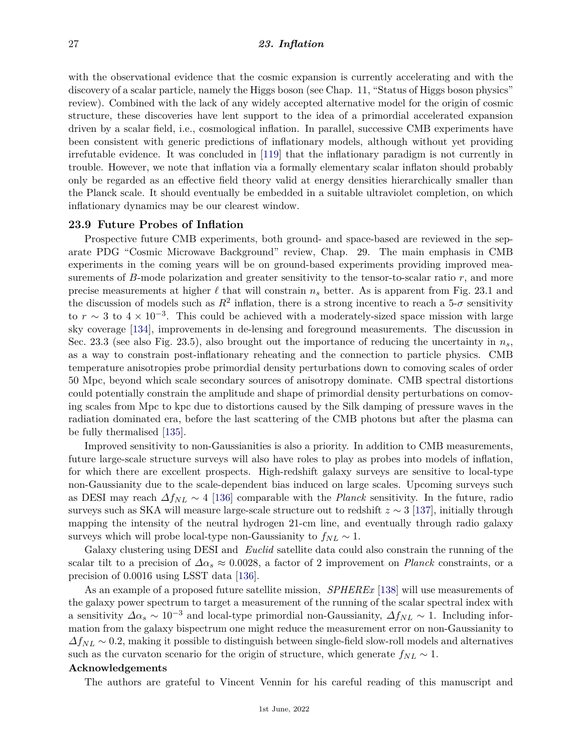with the observational evidence that the cosmic expansion is currently accelerating and with the discovery of a scalar particle, namely the Higgs boson (see Chap. 11, "Status of Higgs boson physics" review). Combined with the lack of any widely accepted alternative model for the origin of cosmic structure, these discoveries have lent support to the idea of a primordial accelerated expansion driven by a scalar field, i.e., cosmological inflation. In parallel, successive CMB experiments have been consistent with generic predictions of inflationary models, although without yet providing irrefutable evidence. It was concluded in [119] that the inflationary paradigm is not currently in trouble. However, we note that inflation via a formally elementary scalar inflaton should probably only be regarded as an effective field theory valid at energy densities hierarchically smaller than the Planck scale. It should eventually be embedded in a suitable ultraviolet completion, on which inflationary dynamics may be our clearest window.

## 23.9 Future Probes of Inflation

Prospective future CMB experiments, both ground- and space-based are reviewed in the separate PDG "Cosmic Microwave Background" review, Chap. 29. The main emphasis in CMB experiments in the coming years will be on ground-based experiments providing improved measurements of $B$-mode polarization and greater sensitivity to the tensor-to-scalar ratio $r$, and more precise measurements at higher $\ell$ that will constrain $n_s$ better. As is apparent from Fig. 23.1 and the discussion of models such as $R^2$ inflation, there is a strong incentive to reach a 5-$\sigma$ sensitivity to $r \sim 3$ to $4 \times 10^{-3}$. This could be achieved with a moderately-sized space mission with large sky coverage [134], improvements in de-lensing and foreground measurements. The discussion in Sec. 23.3 (see also Fig. 23.5), also brought out the importance of reducing the uncertainty in $n_s$, as a way to constrain post-inflationary reheating and the connection to particle physics. CMB temperature anisotropies probe primordial density perturbations down to comoving scales of order 50 Mpc, beyond which scale secondary sources of anisotropy dominate. CMB spectral distortions could potentially constrain the amplitude and shape of primordial density perturbations on comoving scales from Mpc to kpc due to distortions caused by the Silk damping of pressure waves in the radiation dominated era, before the last scattering of the CMB photons but after the plasma can be fully thermalised [135].

Improved sensitivity to non-Gaussianities is also a priority. In addition to CMB measurements, future large-scale structure surveys will also have roles to play as probes into models of inflation, for which there are excellent prospects. High-redshift galaxy surveys are sensitive to local-type non-Gaussianity due to the scale-dependent bias induced on large scales. Upcoming surveys such as DESI may reach $\Delta f_{NL} \sim 4$ [136] comparable with the *Planck* sensitivity. In the future, radio surveys such as SKA will measure large-scale structure out to redshift $z \sim 3$ [137], initially through mapping the intensity of the neutral hydrogen 21-cm line, and eventually through radio galaxy surveys which will probe local-type non-Gaussianity to $f_{NL} \sim 1$.

Galaxy clustering using DESI and *Euclid* satellite data could also constrain the running of the scalar tilt to a precision of $\Delta\alpha_s \approx 0.0028$, a factor of 2 improvement on *Planck* constraints, or a precision of 0.0016 using LSST data [136].

As an example of a proposed future satellite mission, *SPHEREx* [138] will use measurements of the galaxy power spectrum to target a measurement of the running of the scalar spectral index with a sensitivity $\Delta\alpha_s \sim 10^{-3}$ and local-type primordial non-Gaussianity, $\Delta f_{NL} \sim 1$. Including information from the galaxy bispectrum one might reduce the measurement error on non-Gaussianity to $\Delta f_{NL} \sim 0.2$, making it possible to distinguish between single-field slow-roll models and alternatives such as the curvaton scenario for the origin of structure, which generate $f_{NL} \sim 1$.

### Acknowledgements

The authors are grateful to Vincent Vennin for his careful reading of this manuscript and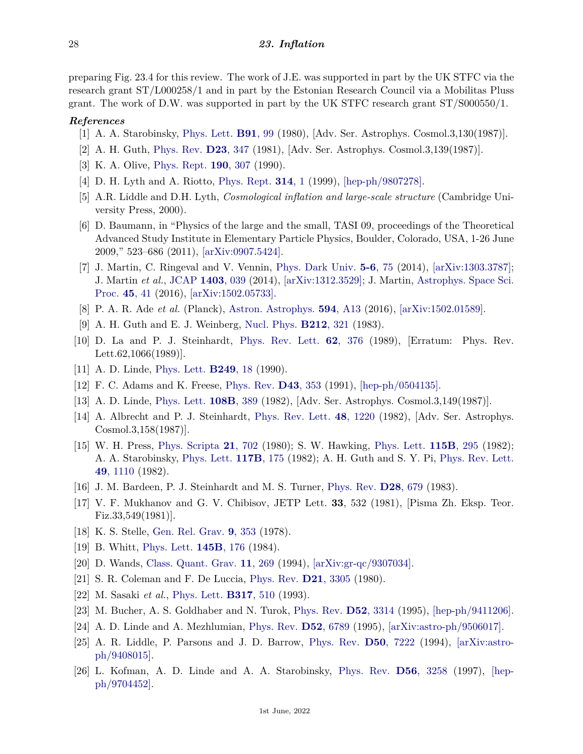preparing Fig. 23.4 for this review. The work of J.E. was supported in part by the UK STFC via the research grant ST/L000258/1 and in part by the Estonian Research Council via a Mobilitas Pluss grant. The work of D.W. was supported in part by the UK STFC research grant ST/S000550/1.

***References***

[1] A. A. Starobinsky, Phys. Lett. **B91**, 99 (1980), [Adv. Ser. Astrophys. Cosmol.3,130(1987)].

[2] A. H. Guth, Phys. Rev. **D23**, 347 (1981), [Adv. Ser. Astrophys. Cosmol.3,139(1987)].

[3] K. A. Olive, Phys. Rept. **190**, 307 (1990).

[4] D. H. Lyth and A. Riotto, Phys. Rept. **314**, 1 (1999), [hep-ph/9807278].

[5] A.R. Liddle and D.H. Lyth, *Cosmological inflation and large-scale structure* (Cambridge University Press, 2000).

[6] D. Baumann, in "Physics of the large and the small, TASI 09, proceedings of the Theoretical Advanced Study Institute in Elementary Particle Physics, Boulder, Colorado, USA, 1-26 June 2009," 523–686 (2011), [arXiv:0907.5424].

[7] J. Martin, C. Ringeval and V. Vennin, Phys. Dark Univ. **5-6**, 75 (2014), [arXiv:1303.3787]; J. Martin *et al.*, JCAP **1403**, 039 (2014), [arXiv:1312.3529]; J. Martin, Astrophys. Space Sci. Proc. **45**, 41 (2016), [arXiv:1502.05733].

[8] P. A. R. Ade *et al.* (Planck), Astron. Astrophys. **594**, A13 (2016), [arXiv:1502.01589].

[9] A. H. Guth and E. J. Weinberg, Nucl. Phys. **B212**, 321 (1983).

[10] D. La and P. J. Steinhardt, Phys. Rev. Lett. **62**, 376 (1989), [Erratum: Phys. Rev. Lett.62,1066(1989)].

[11] A. D. Linde, Phys. Lett. **B249**, 18 (1990).

[12] F. C. Adams and K. Freese, Phys. Rev. **D43**, 353 (1991), [hep-ph/0504135].

[13] A. D. Linde, Phys. Lett. **108B**, 389 (1982), [Adv. Ser. Astrophys. Cosmol.3,149(1987)].

[14] A. Albrecht and P. J. Steinhardt, Phys. Rev. Lett. **48**, 1220 (1982), [Adv. Ser. Astrophys. Cosmol.3,158(1987)].

[15] W. H. Press, Phys. Scripta **21**, 702 (1980); S. W. Hawking, Phys. Lett. **115B**, 295 (1982); A. A. Starobinsky, Phys. Lett. **117B**, 175 (1982); A. H. Guth and S. Y. Pi, Phys. Rev. Lett. **49**, 1110 (1982).

[16] J. M. Bardeen, P. J. Steinhardt and M. S. Turner, Phys. Rev. **D28**, 679 (1983).

[17] V. F. Mukhanov and G. V. Chibisov, JETP Lett. **33**, 532 (1981), [Pisma Zh. Eksp. Teor. Fiz.33,549(1981)].

[18] K. S. Stelle, Gen. Rel. Grav. **9**, 353 (1978).

[19] B. Whitt, Phys. Lett. **145B**, 176 (1984).

[20] D. Wands, Class. Quant. Grav. **11**, 269 (1994), [arXiv:gr-qc/9307034].

[21] S. R. Coleman and F. De Luccia, Phys. Rev. **D21**, 3305 (1980).

[22] M. Sasaki *et al.*, Phys. Lett. **B317**, 510 (1993).

[23] M. Bucher, A. S. Goldhaber and N. Turok, Phys. Rev. **D52**, 3314 (1995), [hep-ph/9411206].

[24] A. D. Linde and A. Mezhlumian, Phys. Rev. **D52**, 6789 (1995), [arXiv:astro-ph/9506017].

[25] A. R. Liddle, P. Parsons and J. D. Barrow, Phys. Rev. **D50**, 7222 (1994), [arXiv:astro-ph/9408015].

[26] L. Kofman, A. D. Linde and A. A. Starobinsky, Phys. Rev. **D56**, 3258 (1997), [hep-ph/9704452].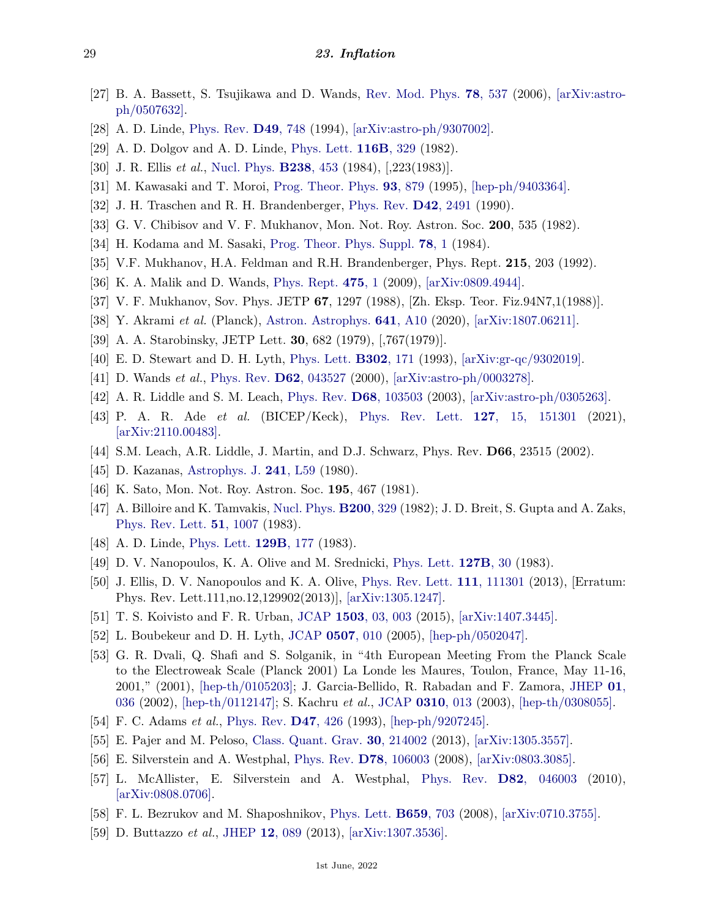[27] B. A. Bassett, S. Tsujikawa and D. Wands, Rev. Mod. Phys. **78**, 537 (2006), [arXiv:astro-ph/0507632].

[28] A. D. Linde, Phys. Rev. **D49**, 748 (1994), [arXiv:astro-ph/9307002].

[29] A. D. Dolgov and A. D. Linde, Phys. Lett. **116B**, 329 (1982).

[30] J. R. Ellis *et al.*, Nucl. Phys. **B238**, 453 (1984), [,223(1983)].

[31] M. Kawasaki and T. Moroi, Prog. Theor. Phys. **93**, 879 (1995), [hep-ph/9403364].

[32] J. H. Traschen and R. H. Brandenberger, Phys. Rev. **D42**, 2491 (1990).

[33] G. V. Chibisov and V. F. Mukhanov, Mon. Not. Roy. Astron. Soc. **200**, 535 (1982).

[34] H. Kodama and M. Sasaki, Prog. Theor. Phys. Suppl. **78**, 1 (1984).

[35] V.F. Mukhanov, H.A. Feldman and R.H. Brandenberger, Phys. Rept. **215**, 203 (1992).

[36] K. A. Malik and D. Wands, Phys. Rept. **475**, 1 (2009), [arXiv:0809.4944].

[37] V. F. Mukhanov, Sov. Phys. JETP **67**, 1297 (1988), [Zh. Eksp. Teor. Fiz.94N7,1(1988)].

[38] Y. Akrami *et al.* (Planck), Astron. Astrophys. **641**, A10 (2020), [arXiv:1807.06211].

[39] A. A. Starobinsky, JETP Lett. **30**, 682 (1979), [,767(1979)].

[40] E. D. Stewart and D. H. Lyth, Phys. Lett. **B302**, 171 (1993), [arXiv:gr-qc/9302019].

[41] D. Wands *et al.*, Phys. Rev. **D62**, 043527 (2000), [arXiv:astro-ph/0003278].

[42] A. R. Liddle and S. M. Leach, Phys. Rev. **D68**, 103503 (2003), [arXiv:astro-ph/0305263].

[43] P. A. R. Ade *et al.* (BICEP/Keck), Phys. Rev. Lett. **127**, 15, 151301 (2021), [arXiv:2110.00483].

[44] S.M. Leach, A.R. Liddle, J. Martin, and D.J. Schwarz, Phys. Rev. **D66**, 23515 (2002).

[45] D. Kazanas, Astrophys. J. **241**, L59 (1980).

[46] K. Sato, Mon. Not. Roy. Astron. Soc. **195**, 467 (1981).

[47] A. Billoire and K. Tamvakis, Nucl. Phys. **B200**, 329 (1982); J. D. Breit, S. Gupta and A. Zaks, Phys. Rev. Lett. **51**, 1007 (1983).

[48] A. D. Linde, Phys. Lett. **129B**, 177 (1983).

[49] D. V. Nanopoulos, K. A. Olive and M. Srednicki, Phys. Lett. **127B**, 30 (1983).

[50] J. Ellis, D. V. Nanopoulos and K. A. Olive, Phys. Rev. Lett. **111**, 111301 (2013), [Erratum: Phys. Rev. Lett.111,no.12,129902(2013)], [arXiv:1305.1247].

[51] T. S. Koivisto and F. R. Urban, JCAP **1503**, 03, 003 (2015), [arXiv:1407.3445].

[52] L. Boubekeur and D. H. Lyth, JCAP **0507**, 010 (2005), [hep-ph/0502047].

[53] G. R. Dvali, Q. Shafi and S. Solganik, in "4th European Meeting From the Planck Scale to the Electroweak Scale (Planck 2001) La Londe les Maures, Toulon, France, May 11-16, 2001," (2001), [hep-th/0105203]; J. Garcia-Bellido, R. Rabadan and F. Zamora, JHEP **01**, 036 (2002), [hep-th/0112147]; S. Kachru *et al.*, JCAP **0310**, 013 (2003), [hep-th/0308055].

[54] F. C. Adams *et al.*, Phys. Rev. **D47**, 426 (1993), [hep-ph/9207245].

[55] E. Pajer and M. Peloso, Class. Quant. Grav. **30**, 214002 (2013), [arXiv:1305.3557].

[56] E. Silverstein and A. Westphal, Phys. Rev. **D78**, 106003 (2008), [arXiv:0803.3085].

[57] L. McAllister, E. Silverstein and A. Westphal, Phys. Rev. **D82**, 046003 (2010), [arXiv:0808.0706].

[58] F. L. Bezrukov and M. Shaposhnikov, Phys. Lett. **B659**, 703 (2008), [arXiv:0710.3755].

[59] D. Buttazzo *et al.*, JHEP **12**, 089 (2013), [arXiv:1307.3536].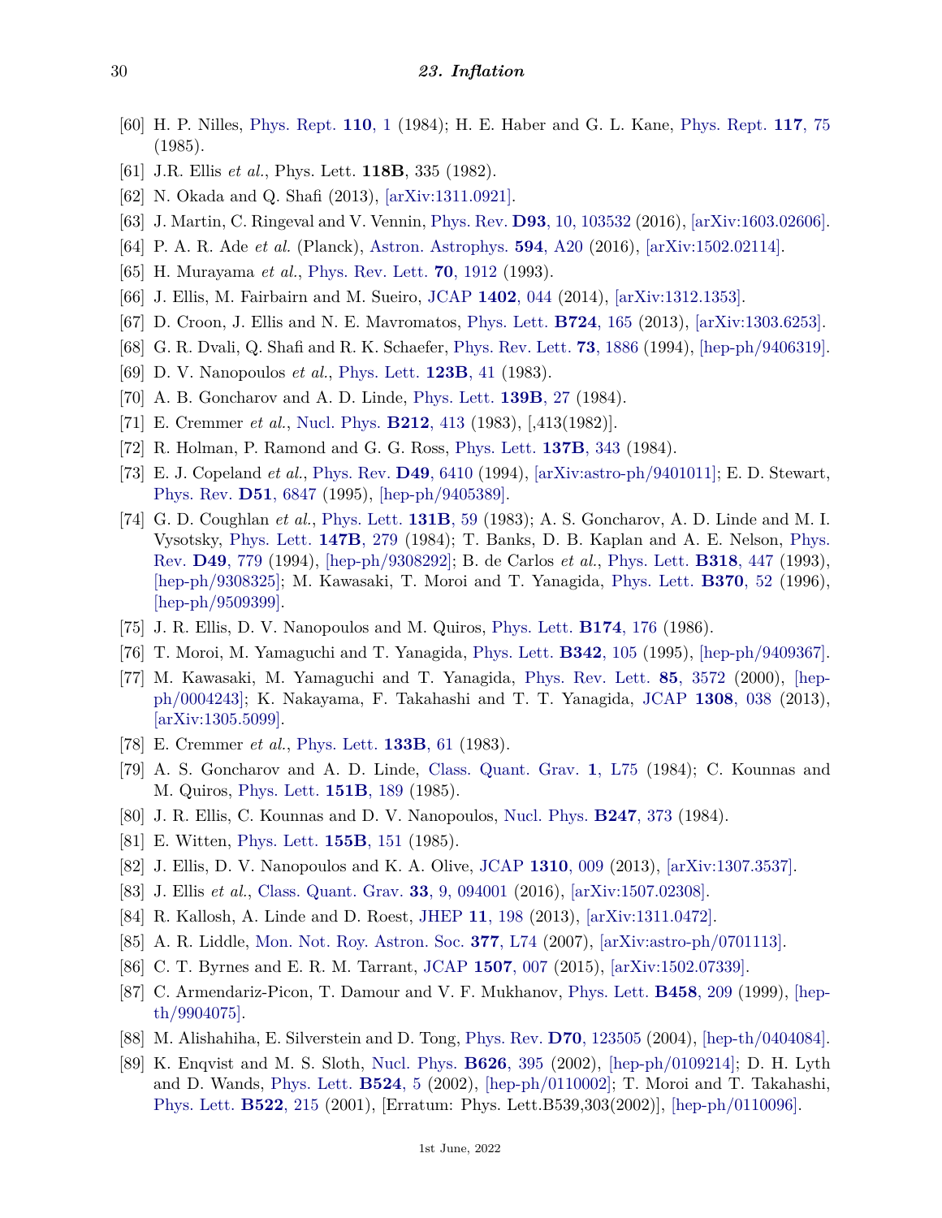[60] H. P. Nilles, Phys. Rept. **110**, 1 (1984); H. E. Haber and G. L. Kane, Phys. Rept. **117**, 75 (1985).

[61] J.R. Ellis *et al.*, Phys. Lett. **118B**, 335 (1982).

[62] N. Okada and Q. Shafi (2013), [arXiv:1311.0921].

[63] J. Martin, C. Ringeval and V. Vennin, Phys. Rev. **D93**, 10, 103532 (2016), [arXiv:1603.02606].

[64] P. A. R. Ade *et al.* (Planck), Astron. Astrophys. **594**, A20 (2016), [arXiv:1502.02114].

[65] H. Murayama *et al.*, Phys. Rev. Lett. **70**, 1912 (1993).

[66] J. Ellis, M. Fairbairn and M. Sueiro, JCAP **1402**, 044 (2014), [arXiv:1312.1353].

[67] D. Croon, J. Ellis and N. E. Mavromatos, Phys. Lett. **B724**, 165 (2013), [arXiv:1303.6253].

[68] G. R. Dvali, Q. Shafi and R. K. Schaefer, Phys. Rev. Lett. **73**, 1886 (1994), [hep-ph/9406319].

[69] D. V. Nanopoulos *et al.*, Phys. Lett. **123B**, 41 (1983).

[70] A. B. Goncharov and A. D. Linde, Phys. Lett. **139B**, 27 (1984).

[71] E. Cremmer *et al.*, Nucl. Phys. **B212**, 413 (1983), [,413(1982)].

[72] R. Holman, P. Ramond and G. G. Ross, Phys. Lett. **137B**, 343 (1984).

[73] E. J. Copeland *et al.*, Phys. Rev. **D49**, 6410 (1994), [arXiv:astro-ph/9401011]; E. D. Stewart, Phys. Rev. **D51**, 6847 (1995), [hep-ph/9405389].

[74] G. D. Coughlan *et al.*, Phys. Lett. **131B**, 59 (1983); A. S. Goncharov, A. D. Linde and M. I. Vysotsky, Phys. Lett. **147B**, 279 (1984); T. Banks, D. B. Kaplan and A. E. Nelson, Phys. Rev. **D49**, 779 (1994), [hep-ph/9308292]; B. de Carlos *et al.*, Phys. Lett. **B318**, 447 (1993), [hep-ph/9308325]; M. Kawasaki, T. Moroi and T. Yanagida, Phys. Lett. **B370**, 52 (1996), [hep-ph/9509399].

[75] J. R. Ellis, D. V. Nanopoulos and M. Quiros, Phys. Lett. **B174**, 176 (1986).

[76] T. Moroi, M. Yamaguchi and T. Yanagida, Phys. Lett. **B342**, 105 (1995), [hep-ph/9409367].

[77] M. Kawasaki, M. Yamaguchi and T. Yanagida, Phys. Rev. Lett. **85**, 3572 (2000), [hep-ph/0004243]; K. Nakayama, F. Takahashi and T. T. Yanagida, JCAP **1308**, 038 (2013), [arXiv:1305.5099].

[78] E. Cremmer *et al.*, Phys. Lett. **133B**, 61 (1983).

[79] A. S. Goncharov and A. D. Linde, Class. Quant. Grav. **1**, L75 (1984); C. Kounnas and M. Quiros, Phys. Lett. **151B**, 189 (1985).

[80] J. R. Ellis, C. Kounnas and D. V. Nanopoulos, Nucl. Phys. **B247**, 373 (1984).

[81] E. Witten, Phys. Lett. **155B**, 151 (1985).

[82] J. Ellis, D. V. Nanopoulos and K. A. Olive, JCAP **1310**, 009 (2013), [arXiv:1307.3537].

[83] J. Ellis *et al.*, Class. Quant. Grav. **33**, 9, 094001 (2016), [arXiv:1507.02308].

[84] R. Kallosh, A. Linde and D. Roest, JHEP **11**, 198 (2013), [arXiv:1311.0472].

[85] A. R. Liddle, Mon. Not. Roy. Astron. Soc. **377**, L74 (2007), [arXiv:astro-ph/0701113].

[86] C. T. Byrnes and E. R. M. Tarrant, JCAP **1507**, 007 (2015), [arXiv:1502.07339].

[87] C. Armendariz-Picon, T. Damour and V. F. Mukhanov, Phys. Lett. **B458**, 209 (1999), [hep-th/9904075].

[88] M. Alishahiha, E. Silverstein and D. Tong, Phys. Rev. **D70**, 123505 (2004), [hep-th/0404084].

[89] K. Enqvist and M. S. Sloth, Nucl. Phys. **B626**, 395 (2002), [hep-ph/0109214]; D. H. Lyth and D. Wands, Phys. Lett. **B524**, 5 (2002), [hep-ph/0110002]; T. Moroi and T. Takahashi, Phys. Lett. **B522**, 215 (2001), [Erratum: Phys. Lett.B539,303(2002)], [hep-ph/0110096].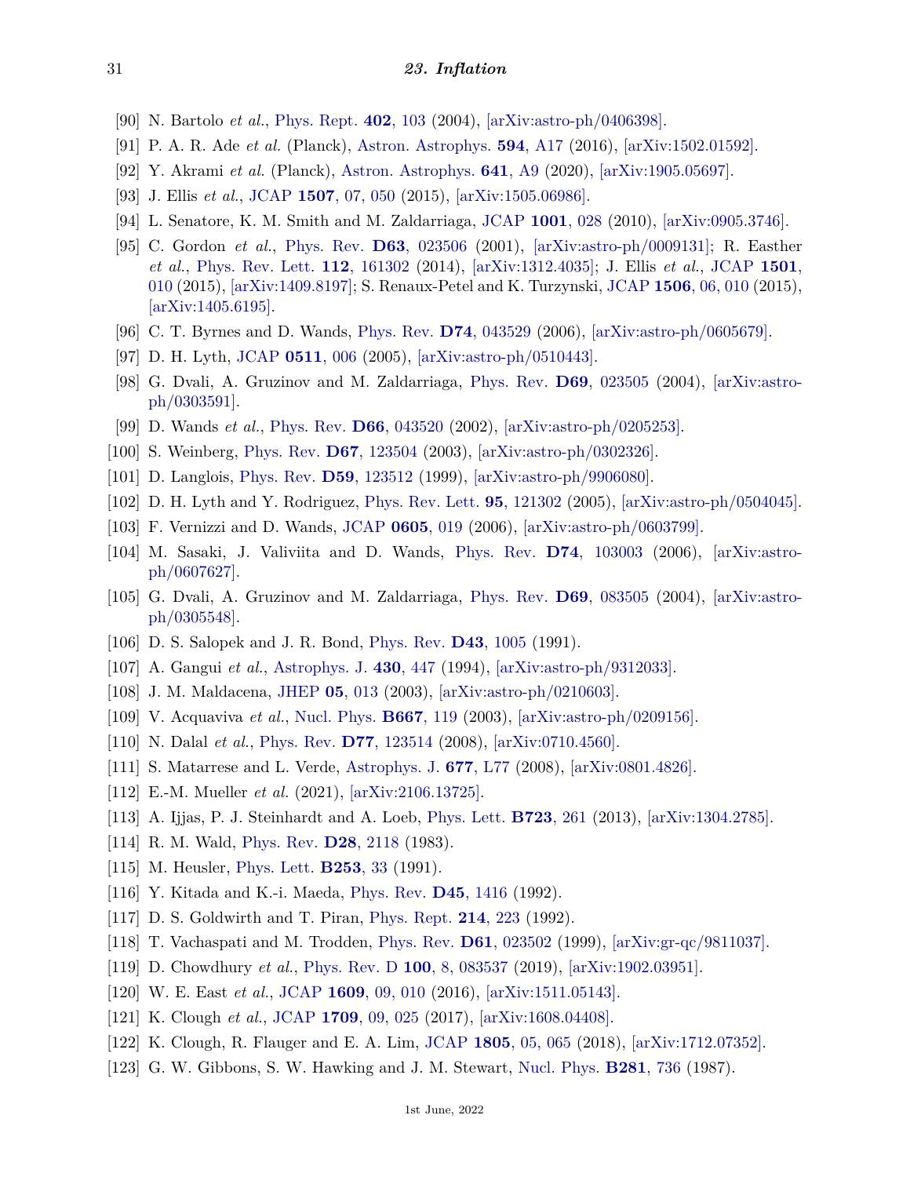[90] N. Bartolo *et al.*, Phys. Rept. **402**, 103 (2004), [arXiv:astro-ph/0406398].

[91] P. A. R. Ade *et al.* (Planck), Astron. Astrophys. **594**, A17 (2016), [arXiv:1502.01592].

[92] Y. Akrami *et al.* (Planck), Astron. Astrophys. **641**, A9 (2020), [arXiv:1905.05697].

[93] J. Ellis *et al.*, JCAP **1507**, 07, 050 (2015), [arXiv:1505.06986].

[94] L. Senatore, K. M. Smith and M. Zaldarriaga, JCAP **1001**, 028 (2010), [arXiv:0905.3746].

[95] C. Gordon *et al.*, Phys. Rev. **D63**, 023506 (2001), [arXiv:astro-ph/0009131]; R. Easther *et al.*, Phys. Rev. Lett. **112**, 161302 (2014), [arXiv:1312.4035]; J. Ellis *et al.*, JCAP **1501**, 010 (2015), [arXiv:1409.8197]; S. Renaux-Petel and K. Turzynski, JCAP **1506**, 06, 010 (2015), [arXiv:1405.6195].

[96] C. T. Byrnes and D. Wands, Phys. Rev. **D74**, 043529 (2006), [arXiv:astro-ph/0605679].

[97] D. H. Lyth, JCAP **0511**, 006 (2005), [arXiv:astro-ph/0510443].

[98] G. Dvali, A. Gruzinov and M. Zaldarriaga, Phys. Rev. **D69**, 023505 (2004), [arXiv:astro-ph/0303591].

[99] D. Wands *et al.*, Phys. Rev. **D66**, 043520 (2002), [arXiv:astro-ph/0205253].

[100] S. Weinberg, Phys. Rev. **D67**, 123504 (2003), [arXiv:astro-ph/0302326].

[101] D. Langlois, Phys. Rev. **D59**, 123512 (1999), [arXiv:astro-ph/9906080].

[102] D. H. Lyth and Y. Rodriguez, Phys. Rev. Lett. **95**, 121302 (2005), [arXiv:astro-ph/0504045].

[103] F. Vernizzi and D. Wands, JCAP **0605**, 019 (2006), [arXiv:astro-ph/0603799].

[104] M. Sasaki, J. Valiviita and D. Wands, Phys. Rev. **D74**, 103003 (2006), [arXiv:astro-ph/0607627].

[105] G. Dvali, A. Gruzinov and M. Zaldarriaga, Phys. Rev. **D69**, 083505 (2004), [arXiv:astro-ph/0305548].

[106] D. S. Salopek and J. R. Bond, Phys. Rev. **D43**, 1005 (1991).

[107] A. Gangui *et al.*, Astrophys. J. **430**, 447 (1994), [arXiv:astro-ph/9312033].

[108] J. M. Maldacena, JHEP **05**, 013 (2003), [arXiv:astro-ph/0210603].

[109] V. Acquaviva *et al.*, Nucl. Phys. **B667**, 119 (2003), [arXiv:astro-ph/0209156].

[110] N. Dalal *et al.*, Phys. Rev. **D77**, 123514 (2008), [arXiv:0710.4560].

[111] S. Matarrese and L. Verde, Astrophys. J. **677**, L77 (2008), [arXiv:0801.4826].

[112] E.-M. Mueller *et al.* (2021), [arXiv:2106.13725].

[113] A. Ijjas, P. J. Steinhardt and A. Loeb, Phys. Lett. **B723**, 261 (2013), [arXiv:1304.2785].

[114] R. M. Wald, Phys. Rev. **D28**, 2118 (1983).

[115] M. Heusler, Phys. Lett. **B253**, 33 (1991).

[116] Y. Kitada and K.-i. Maeda, Phys. Rev. **D45**, 1416 (1992).

[117] D. S. Goldwirth and T. Piran, Phys. Rept. **214**, 223 (1992).

[118] T. Vachaspati and M. Trodden, Phys. Rev. **D61**, 023502 (1999), [arXiv:gr-qc/9811037].

[119] D. Chowdhury *et al.*, Phys. Rev. D **100**, 8, 083537 (2019), [arXiv:1902.03951].

[120] W. E. East *et al.*, JCAP **1609**, 09, 010 (2016), [arXiv:1511.05143].

[121] K. Clough *et al.*, JCAP **1709**, 09, 025 (2017), [arXiv:1608.04408].

[122] K. Clough, R. Flauger and E. A. Lim, JCAP **1805**, 05, 065 (2018), [arXiv:1712.07352].

[123] G. W. Gibbons, S. W. Hawking and J. M. Stewart, Nucl. Phys. **B281**, 736 (1987).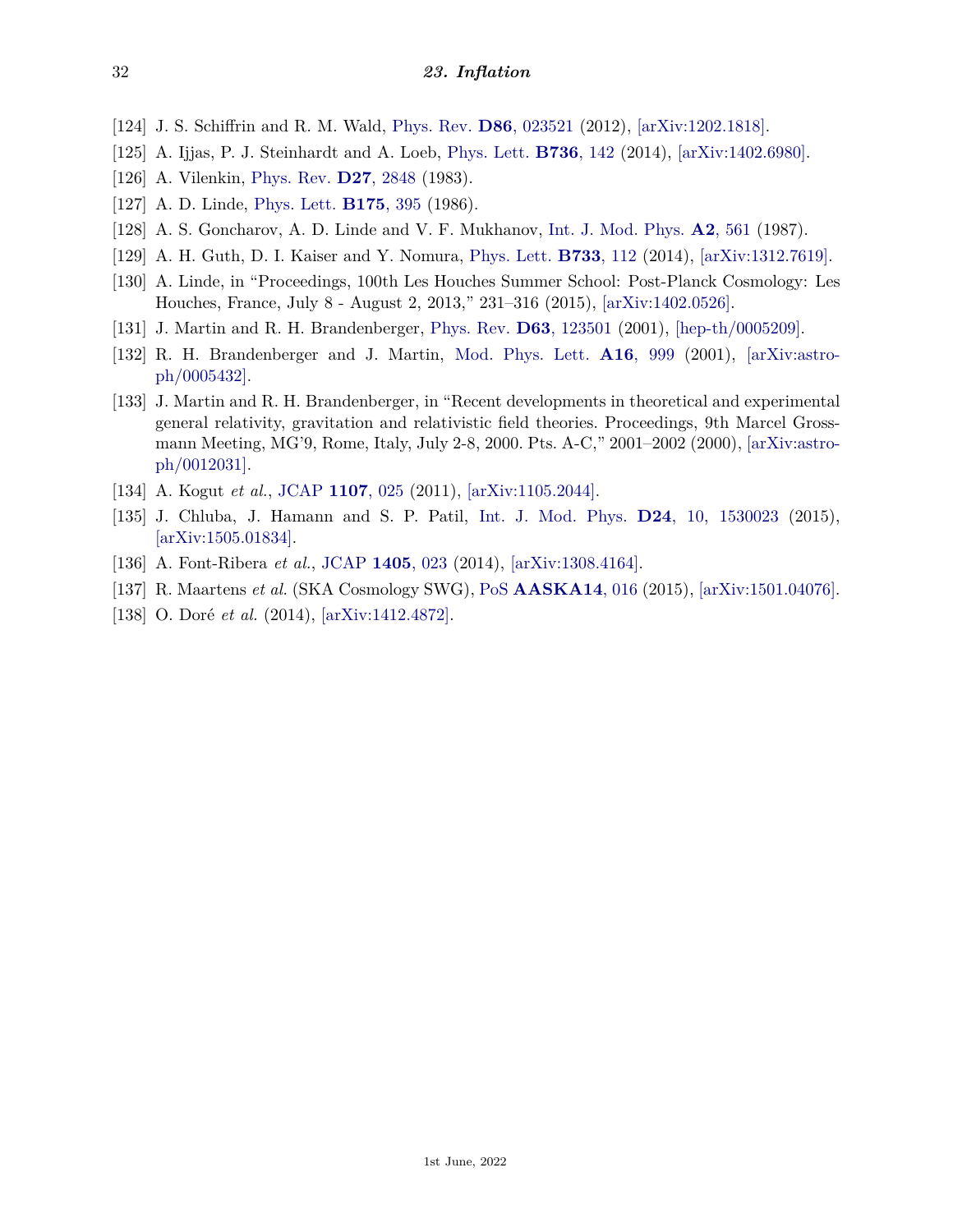[124] J. S. Schiffrin and R. M. Wald, Phys. Rev. **D86**, 023521 (2012), [arXiv:1202.1818].

[125] A. Ijjas, P. J. Steinhardt and A. Loeb, Phys. Lett. **B736**, 142 (2014), [arXiv:1402.6980].

[126] A. Vilenkin, Phys. Rev. **D27**, 2848 (1983).

[127] A. D. Linde, Phys. Lett. **B175**, 395 (1986).

[128] A. S. Goncharov, A. D. Linde and V. F. Mukhanov, Int. J. Mod. Phys. **A2**, 561 (1987).

[129] A. H. Guth, D. I. Kaiser and Y. Nomura, Phys. Lett. **B733**, 112 (2014), [arXiv:1312.7619].

[130] A. Linde, in "Proceedings, 100th Les Houches Summer School: Post-Planck Cosmology: Les Houches, France, July 8 - August 2, 2013," 231–316 (2015), [arXiv:1402.0526].

[131] J. Martin and R. H. Brandenberger, Phys. Rev. **D63**, 123501 (2001), [hep-th/0005209].

[132] R. H. Brandenberger and J. Martin, Mod. Phys. Lett. **A16**, 999 (2001), [arXiv:astro-ph/0005432].

[133] J. Martin and R. H. Brandenberger, in "Recent developments in theoretical and experimental general relativity, gravitation and relativistic field theories. Proceedings, 9th Marcel Grossmann Meeting, MG'9, Rome, Italy, July 2-8, 2000. Pts. A-C," 2001–2002 (2000), [arXiv:astro-ph/0012031].

[134] A. Kogut *et al.*, JCAP **1107**, 025 (2011), [arXiv:1105.2044].

[135] J. Chluba, J. Hamann and S. P. Patil, Int. J. Mod. Phys. **D24**, 10, 1530023 (2015), [arXiv:1505.01834].

[136] A. Font-Ribera *et al.*, JCAP **1405**, 023 (2014), [arXiv:1308.4164].

[137] R. Maartens *et al.* (SKA Cosmology SWG), PoS **AASKA14**, 016 (2015), [arXiv:1501.04076].

[138] O. Doré *et al.* (2014), [arXiv:1412.4872].